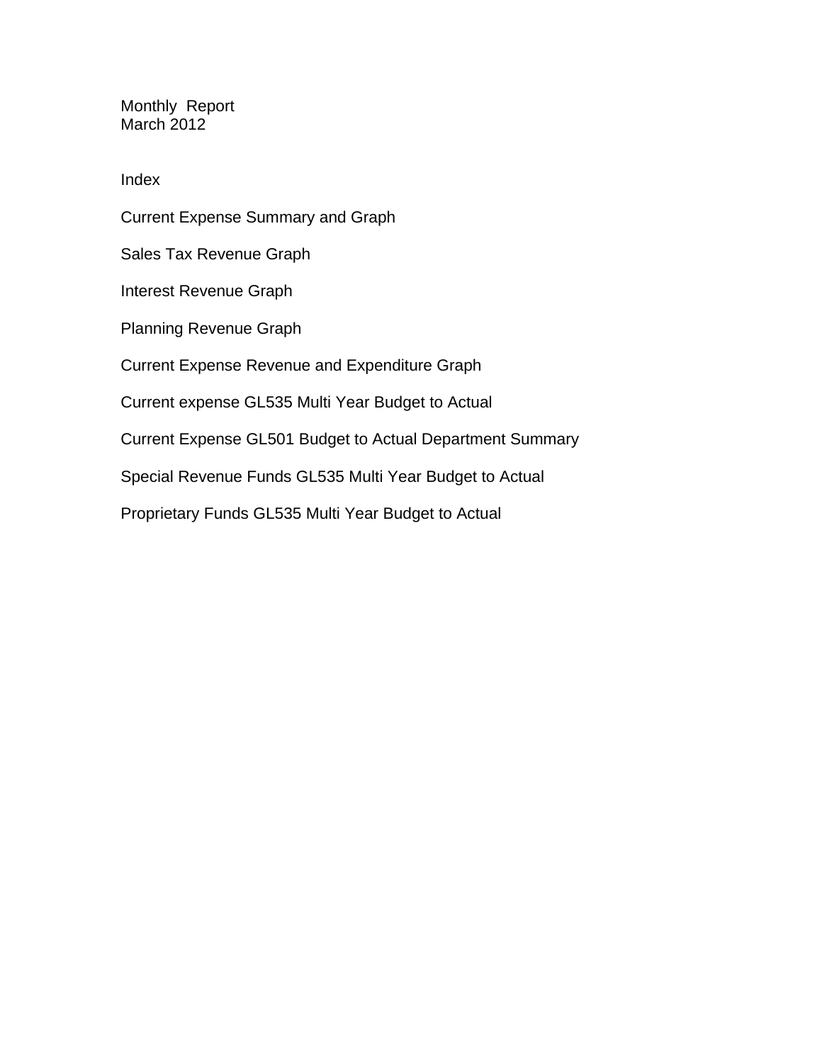# Monthly Report
March 2012

## Index

Current Expense Summary and Graph

Sales Tax Revenue Graph

Interest Revenue Graph

Planning Revenue Graph

Current Expense Revenue and Expenditure Graph

Current expense GL535 Multi Year Budget to Actual

Current Expense GL501 Budget to Actual Department Summary

Special Revenue Funds GL535 Multi Year Budget to Actual

Proprietary Funds GL535 Multi Year Budget to Actual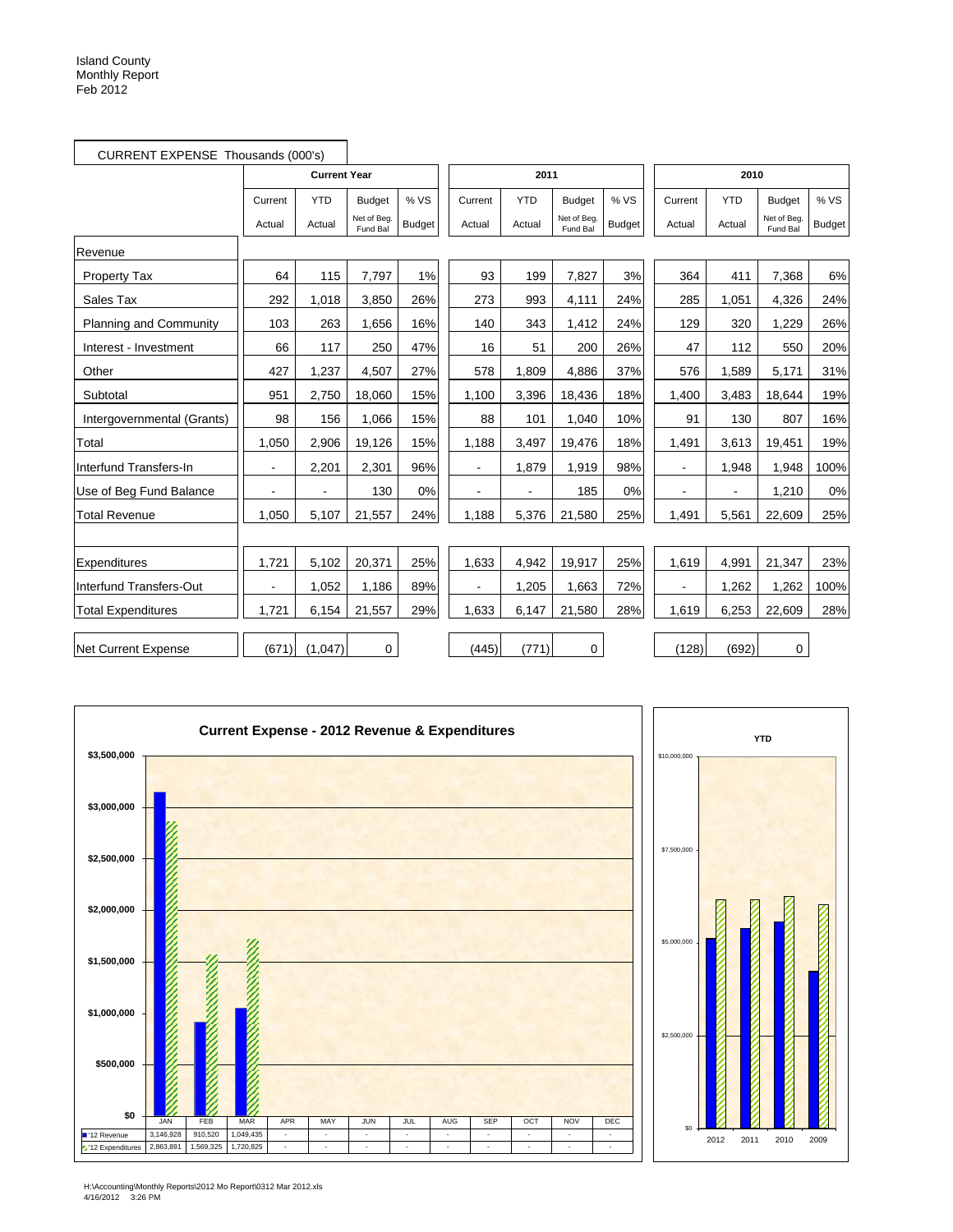Island County
Monthly Report
Feb 2012

CURRENT EXPENSE Thousands (000's)

| | Current Year | | | | 2011 | | | | 2010 | | | |
|---|---|---|---|---|---|---|---|---|---|---|---|---|
| | Current Actual | YTD Actual | Budget Net of Beg. Fund Bal | % VS Budget | Current Actual | YTD Actual | Budget Net of Beg. Fund Bal | % VS Budget | Current Actual | YTD Actual | Budget Net of Beg. Fund Bal | % VS Budget |
| Revenue | | | | | | | | | | | | |
| Property Tax | 64 | 115 | 7,797 | 1% | 93 | 199 | 7,827 | 3% | 364 | 411 | 7,368 | 6% |
| Sales Tax | 292 | 1,018 | 3,850 | 26% | 273 | 993 | 4,111 | 24% | 285 | 1,051 | 4,326 | 24% |
| Planning and Community | 103 | 263 | 1,656 | 16% | 140 | 343 | 1,412 | 24% | 129 | 320 | 1,229 | 26% |
| Interest - Investment | 66 | 117 | 250 | 47% | 16 | 51 | 200 | 26% | 47 | 112 | 550 | 20% |
| Other | 427 | 1,237 | 4,507 | 27% | 578 | 1,809 | 4,886 | 37% | 576 | 1,589 | 5,171 | 31% |
| Subtotal | 951 | 2,750 | 18,060 | 15% | 1,100 | 3,396 | 18,436 | 18% | 1,400 | 3,483 | 18,644 | 19% |
| Intergovernmental (Grants) | 98 | 156 | 1,066 | 15% | 88 | 101 | 1,040 | 10% | 91 | 130 | 807 | 16% |
| Total | 1,050 | 2,906 | 19,126 | 15% | 1,188 | 3,497 | 19,476 | 18% | 1,491 | 3,613 | 19,451 | 19% |
| Interfund Transfers-In | - | 2,201 | 2,301 | 96% | - | 1,879 | 1,919 | 98% | - | 1,948 | 1,948 | 100% |
| Use of Beg Fund Balance | - | - | 130 | 0% | - | - | 185 | 0% | - | - | 1,210 | 0% |
| Total Revenue | 1,050 | 5,107 | 21,557 | 24% | 1,188 | 5,376 | 21,580 | 25% | 1,491 | 5,561 | 22,609 | 25% |
| Expenditures | 1,721 | 5,102 | 20,371 | 25% | 1,633 | 4,942 | 19,917 | 25% | 1,619 | 4,991 | 21,347 | 23% |
| Interfund Transfers-Out | - | 1,052 | 1,186 | 89% | - | 1,205 | 1,663 | 72% | - | 1,262 | 1,262 | 100% |
| Total Expenditures | 1,721 | 6,154 | 21,557 | 29% | 1,633 | 6,147 | 21,580 | 28% | 1,619 | 6,253 | 22,609 | 28% |
| Net Current Expense | (671) | (1,047) | 0 | | (445) | (771) | 0 | | (128) | (692) | 0 | |

Current Expense - 2012 Revenue & Expenditures

$3,500,000
$3,000,000
$2,500,000
$2,000,000
$1,500,000
$1,000,000
$500,000
$0

JAN FEB MAR APR MAY JUN JUL AUG SEP OCT NOV DEC

'12 Revenue: 3,146,928 | 910,520 | 1,049,435 | - | - | - | - | - | - | - | - | -

'12 Expenditures: 2,863,891 | 1,569,325 | 1,720,825 | - | - | - | - | - | - | - | - | -

YTD

$10,000,000
$7,500,000
$5,000,000
$2,500,000
$0

2012 2011 2010 2009

H:\Accounting\Monthly Reports\2012 Mo Report\0312 Mar 2012.xls
4/16/2012 3:26 PM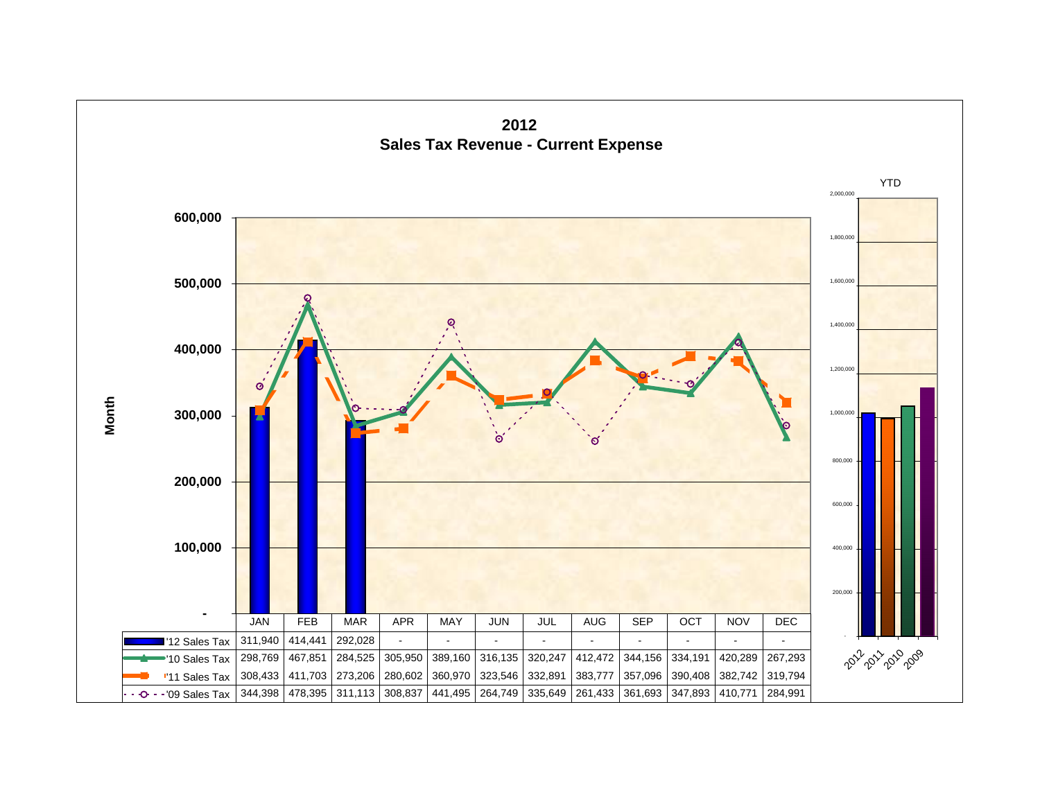# 2012
## Sales Tax Revenue - Current Expense

Month

600,000
500,000
400,000
300,000
200,000
100,000
-

YTD

2,000,000
1,800,000
1,600,000
1,400,000
1,200,000
1,000,000
800,000
600,000
400,000
200,000
-

2012 2011 2010 2009

| | JAN | FEB | MAR | APR | MAY | JUN | JUL | AUG | SEP | OCT | NOV | DEC |
|---|---|---|---|---|---|---|---|---|---|---|---|---|
| '12 Sales Tax | 311,940 | 414,441 | 292,028 | - | - | - | - | - | - | - | - | - |
| '10 Sales Tax | 298,769 | 467,851 | 284,525 | 305,950 | 389,160 | 316,135 | 320,247 | 412,472 | 344,156 | 334,191 | 420,289 | 267,293 |
| '11 Sales Tax | 308,433 | 411,703 | 273,206 | 280,602 | 360,970 | 323,546 | 332,891 | 383,777 | 357,096 | 390,408 | 382,742 | 319,794 |
| '09 Sales Tax | 344,398 | 478,395 | 311,113 | 308,837 | 441,495 | 264,749 | 335,649 | 261,433 | 361,693 | 347,893 | 410,771 | 284,991 |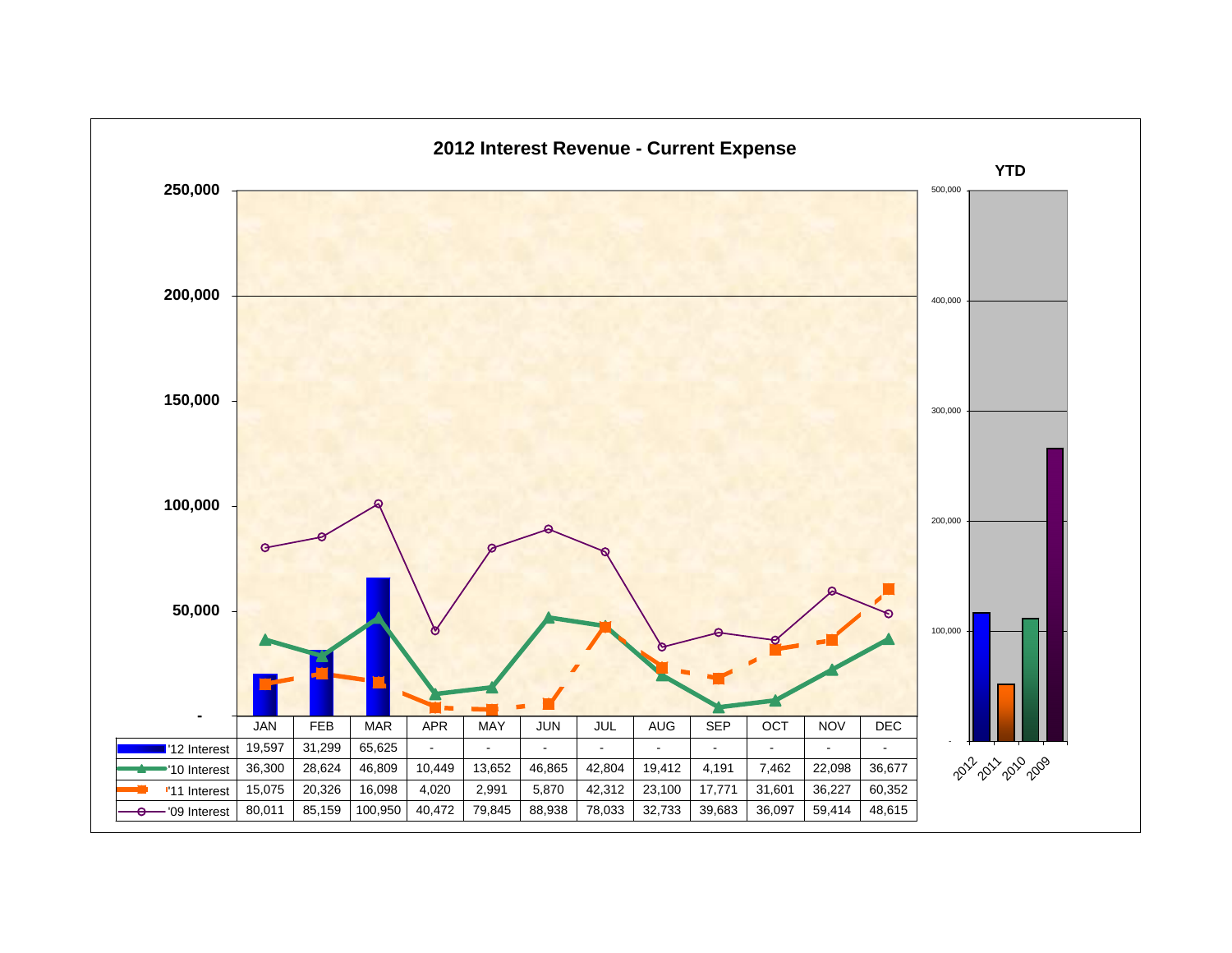## 2012 Interest Revenue - Current Expense

250,000
200,000
150,000
100,000
50,000
-

YTD

500,000
400,000
300,000
200,000
100,000
-

2012 2011 2010 2009

| | JAN | FEB | MAR | APR | MAY | JUN | JUL | AUG | SEP | OCT | NOV | DEC |
|---|---|---|---|---|---|---|---|---|---|---|---|---|
| '12 Interest | 19,597 | 31,299 | 65,625 | - | - | - | - | - | - | - | - | - |
| '10 Interest | 36,300 | 28,624 | 46,809 | 10,449 | 13,652 | 46,865 | 42,804 | 19,412 | 4,191 | 7,462 | 22,098 | 36,677 |
| '11 Interest | 15,075 | 20,326 | 16,098 | 4,020 | 2,991 | 5,870 | 42,312 | 23,100 | 17,771 | 31,601 | 36,227 | 60,352 |
| '09 Interest | 80,011 | 85,159 | 100,950 | 40,472 | 79,845 | 88,938 | 78,033 | 32,733 | 39,683 | 36,097 | 59,414 | 48,615 |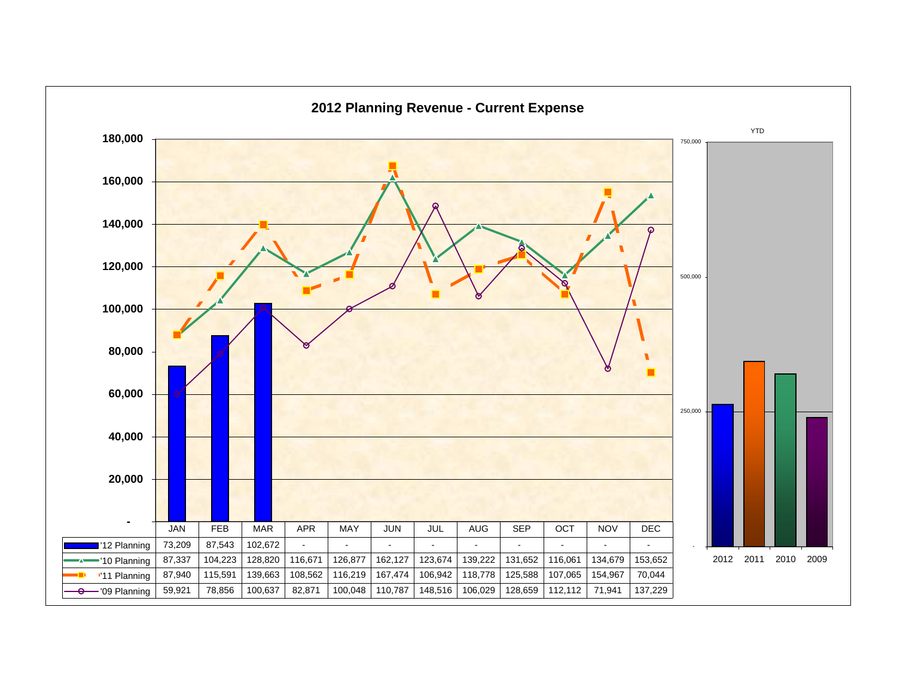## 2012 Planning Revenue - Current Expense

180,000
160,000
140,000
120,000
100,000
80,000
60,000
40,000
20,000
-

| | JAN | FEB | MAR | APR | MAY | JUN | JUL | AUG | SEP | OCT | NOV | DEC |
|---|---|---|---|---|---|---|---|---|---|---|---|---|
| '12 Planning | 73,209 | 87,543 | 102,672 | - | - | - | - | - | - | - | - | - |
| '10 Planning | 87,337 | 104,223 | 128,820 | 116,671 | 126,877 | 162,127 | 123,674 | 139,222 | 131,652 | 116,061 | 134,679 | 153,652 |
| '11 Planning | 87,940 | 115,591 | 139,663 | 108,562 | 116,219 | 167,474 | 106,942 | 118,778 | 125,588 | 107,065 | 154,967 | 70,044 |
| '09 Planning | 59,921 | 78,856 | 100,637 | 82,871 | 100,048 | 110,787 | 148,516 | 106,029 | 128,659 | 112,112 | 71,941 | 137,229 |

YTD

750,000
500,000
250,000
-

2012 2011 2010 2009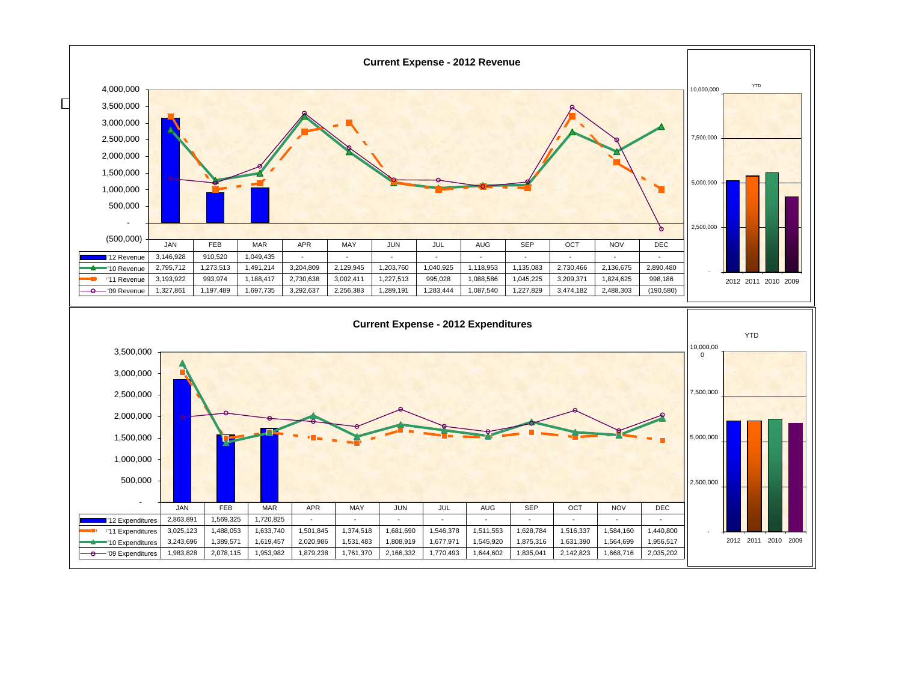## Current Expense - 2012 Revenue

| | JAN | FEB | MAR | APR | MAY | JUN | JUL | AUG | SEP | OCT | NOV | DEC |
|---|---|---|---|---|---|---|---|---|---|---|---|---|
| '12 Revenue | 3,146,928 | 910,520 | 1,049,435 | - | - | - | - | - | - | - | - | - |
| '10 Revenue | 2,795,712 | 1,273,513 | 1,491,214 | 3,204,809 | 2,129,945 | 1,203,760 | 1,040,925 | 1,118,953 | 1,135,083 | 2,730,466 | 2,136,675 | 2,890,480 |
| '11 Revenue | 3,193,922 | 993,974 | 1,188,417 | 2,730,638 | 3,002,411 | 1,227,513 | 995,028 | 1,088,586 | 1,045,225 | 3,209,371 | 1,824,625 | 998,186 |
| '09 Revenue | 1,327,861 | 1,197,489 | 1,697,735 | 3,292,637 | 2,256,383 | 1,289,191 | 1,283,444 | 1,087,540 | 1,227,829 | 3,474,182 | 2,488,303 | (190,580) |

YTD: 2012, 2011, 2010, 2009

## Current Expense - 2012 Expenditures

| | JAN | FEB | MAR | APR | MAY | JUN | JUL | AUG | SEP | OCT | NOV | DEC |
|---|---|---|---|---|---|---|---|---|---|---|---|---|
| '12 Expenditures | 2,863,891 | 1,569,325 | 1,720,825 | - | - | - | - | - | - | - | - | - |
| '11 Expenditures | 3,025,123 | 1,488,053 | 1,633,740 | 1,501,845 | 1,374,518 | 1,681,690 | 1,546,378 | 1,511,553 | 1,628,784 | 1,516,337 | 1,584,160 | 1,440,800 |
| '10 Expenditures | 3,243,696 | 1,389,571 | 1,619,457 | 2,020,986 | 1,531,483 | 1,808,919 | 1,677,971 | 1,545,920 | 1,875,316 | 1,631,390 | 1,564,699 | 1,956,517 |
| '09 Expenditures | 1,983,828 | 2,078,115 | 1,953,982 | 1,879,238 | 1,761,370 | 2,166,332 | 1,770,493 | 1,644,602 | 1,835,041 | 2,142,823 | 1,668,716 | 2,035,202 |

YTD: 2012, 2011, 2010, 2009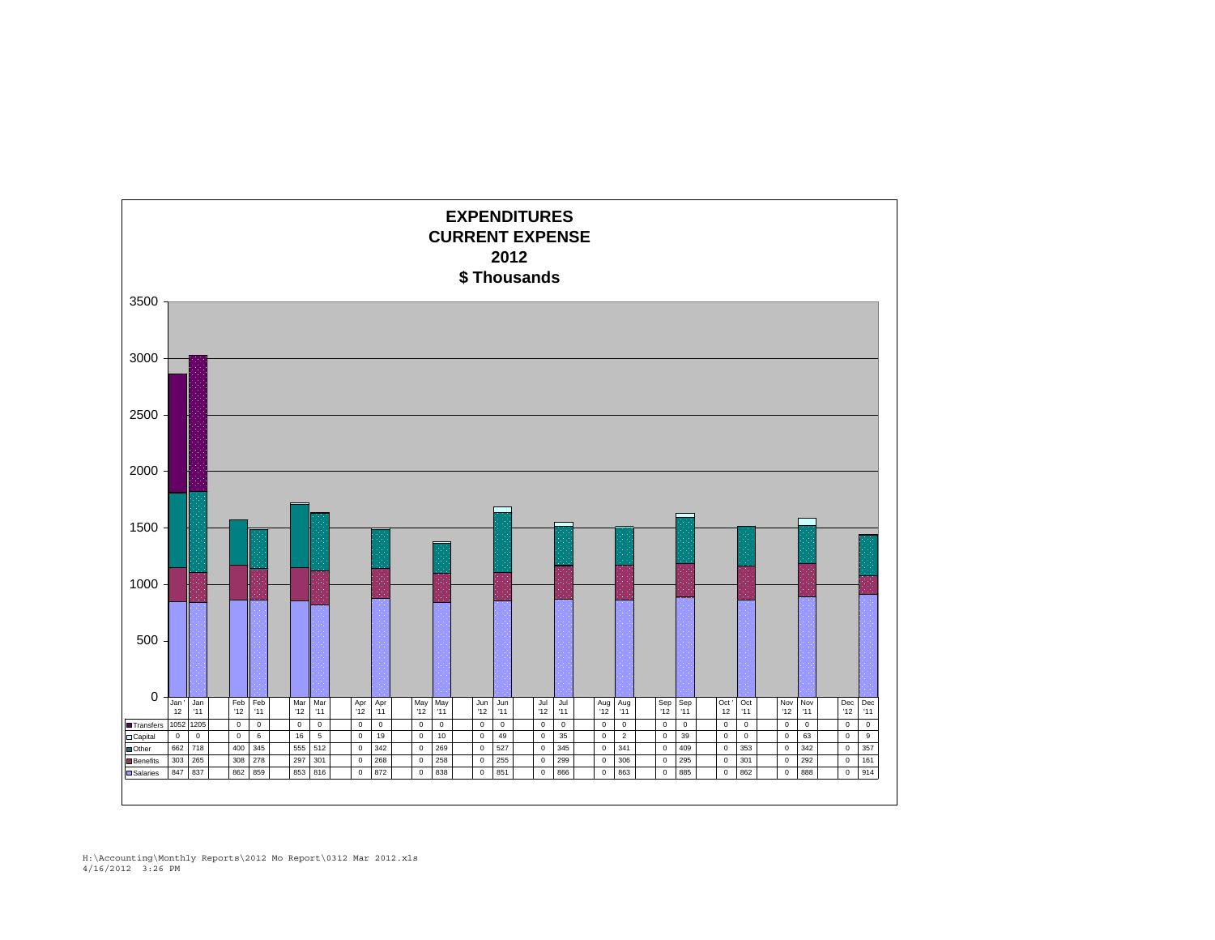# EXPENDITURES
# CURRENT EXPENSE
# 2012
# $ Thousands

| | Jan '12 | Jan '11 | Feb '12 | Feb '11 | Mar '12 | Mar '11 | Apr '12 | Apr '11 | May '12 | May '11 | Jun '12 | Jun '11 | Jul '12 | Jul '11 | Aug '12 | Aug '11 | Sep '12 | Sep '11 | Oct '12 | Oct '11 | Nov '12 | Nov '11 | Dec '12 | Dec '11 |
|---|---|---|---|---|---|---|---|---|---|---|---|---|---|---|---|---|---|---|---|---|---|---|---|---|
| Transfers | 1052 | 1205 | 0 | 0 | 0 | 0 | 0 | 0 | 0 | 0 | 0 | 0 | 0 | 0 | 0 | 0 | 0 | 0 | 0 | 0 | 0 | 0 | 0 | 0 |
| Capital | 0 | 0 | 0 | 6 | 16 | 5 | 0 | 19 | 0 | 10 | 0 | 49 | 0 | 35 | 0 | 2 | 0 | 39 | 0 | 0 | 0 | 63 | 0 | 9 |
| Other | 662 | 718 | 400 | 345 | 555 | 512 | 0 | 342 | 0 | 269 | 0 | 527 | 0 | 345 | 0 | 341 | 0 | 409 | 0 | 353 | 0 | 342 | 0 | 357 |
| Benefits | 303 | 265 | 308 | 278 | 297 | 301 | 0 | 268 | 0 | 258 | 0 | 255 | 0 | 299 | 0 | 306 | 0 | 295 | 0 | 301 | 0 | 292 | 0 | 161 |
| Salaries | 847 | 837 | 862 | 859 | 853 | 816 | 0 | 872 | 0 | 838 | 0 | 851 | 0 | 866 | 0 | 863 | 0 | 885 | 0 | 862 | 0 | 888 | 0 | 914 |

H:\Accounting\Monthly Reports\2012 Mo Report\0312 Mar 2012.xls
4/16/2012 3:26 PM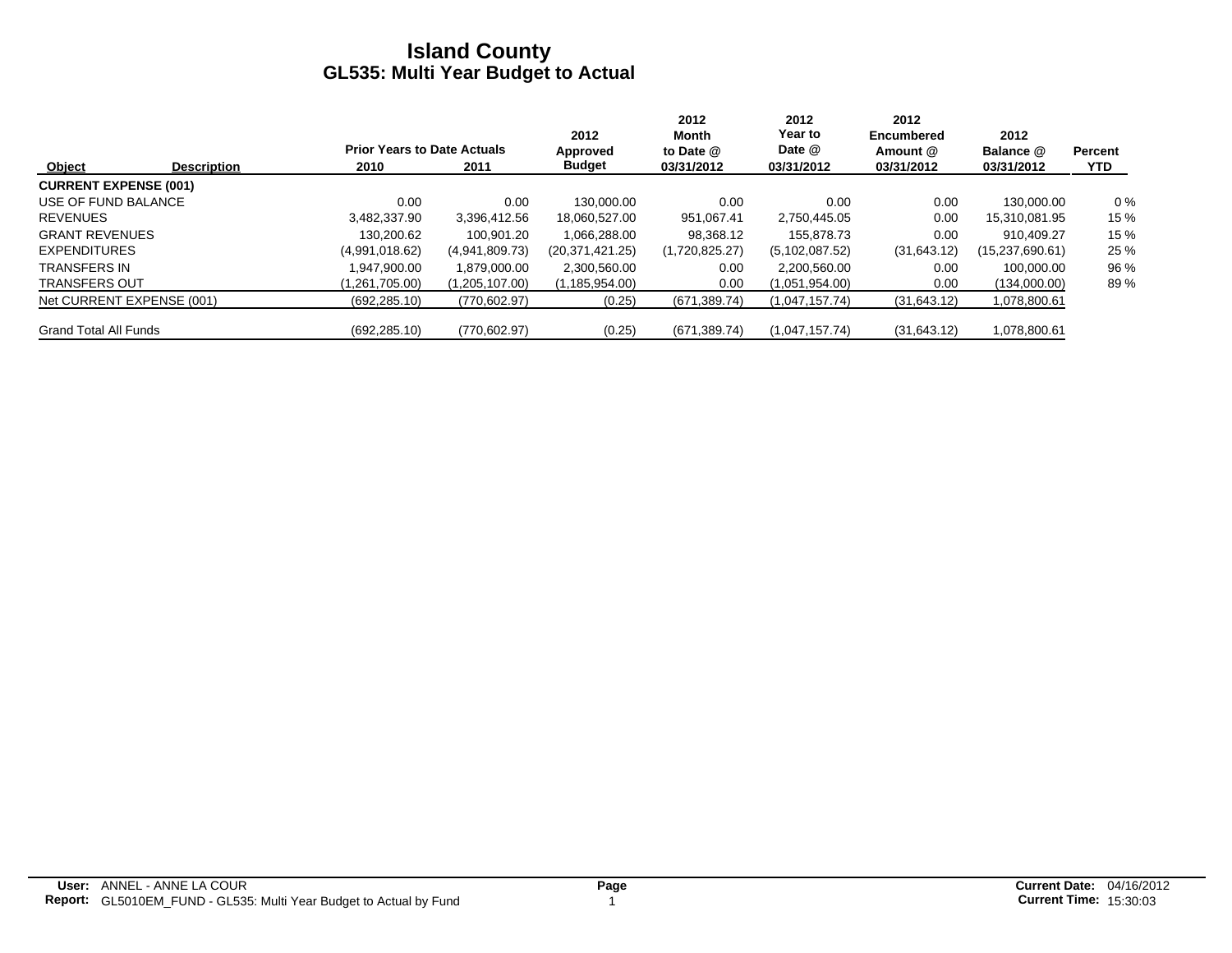# Island County
## GL535: Multi Year Budget to Actual

| Object | Description | Prior Years to Date Actuals 2010 | Prior Years to Date Actuals 2011 | 2012 Approved Budget | 2012 Month to Date @ 03/31/2012 | 2012 Year to Date @ 03/31/2012 | 2012 Encumbered Amount @ 03/31/2012 | 2012 Balance @ 03/31/2012 | Percent YTD |
|---|---|---|---|---|---|---|---|---|---|
| **CURRENT EXPENSE (001)** | | | | | | | | | |
| USE OF FUND BALANCE | | 0.00 | 0.00 | 130,000.00 | 0.00 | 0.00 | 0.00 | 130,000.00 | 0 % |
| REVENUES | | 3,482,337.90 | 3,396,412.56 | 18,060,527.00 | 951,067.41 | 2,750,445.05 | 0.00 | 15,310,081.95 | 15 % |
| GRANT REVENUES | | 130,200.62 | 100,901.20 | 1,066,288.00 | 98,368.12 | 155,878.73 | 0.00 | 910,409.27 | 15 % |
| EXPENDITURES | | (4,991,018.62) | (4,941,809.73) | (20,371,421.25) | (1,720,825.27) | (5,102,087.52) | (31,643.12) | (15,237,690.61) | 25 % |
| TRANSFERS IN | | 1,947,900.00 | 1,879,000.00 | 2,300,560.00 | 0.00 | 2,200,560.00 | 0.00 | 100,000.00 | 96 % |
| TRANSFERS OUT | | (1,261,705.00) | (1,205,107.00) | (1,185,954.00) | 0.00 | (1,051,954.00) | 0.00 | (134,000.00) | 89 % |
| Net CURRENT EXPENSE (001) | | (692,285.10) | (770,602.97) | (0.25) | (671,389.74) | (1,047,157.74) | (31,643.12) | 1,078,800.61 | |
| Grand Total All Funds | | (692,285.10) | (770,602.97) | (0.25) | (671,389.74) | (1,047,157.74) | (31,643.12) | 1,078,800.61 | |

**User:** ANNEL - ANNE LA COUR
**Report:** GL5010EM_FUND - GL535: Multi Year Budget to Actual by Fund

**Current Date:** 04/16/2012
**Current Time:** 15:30:03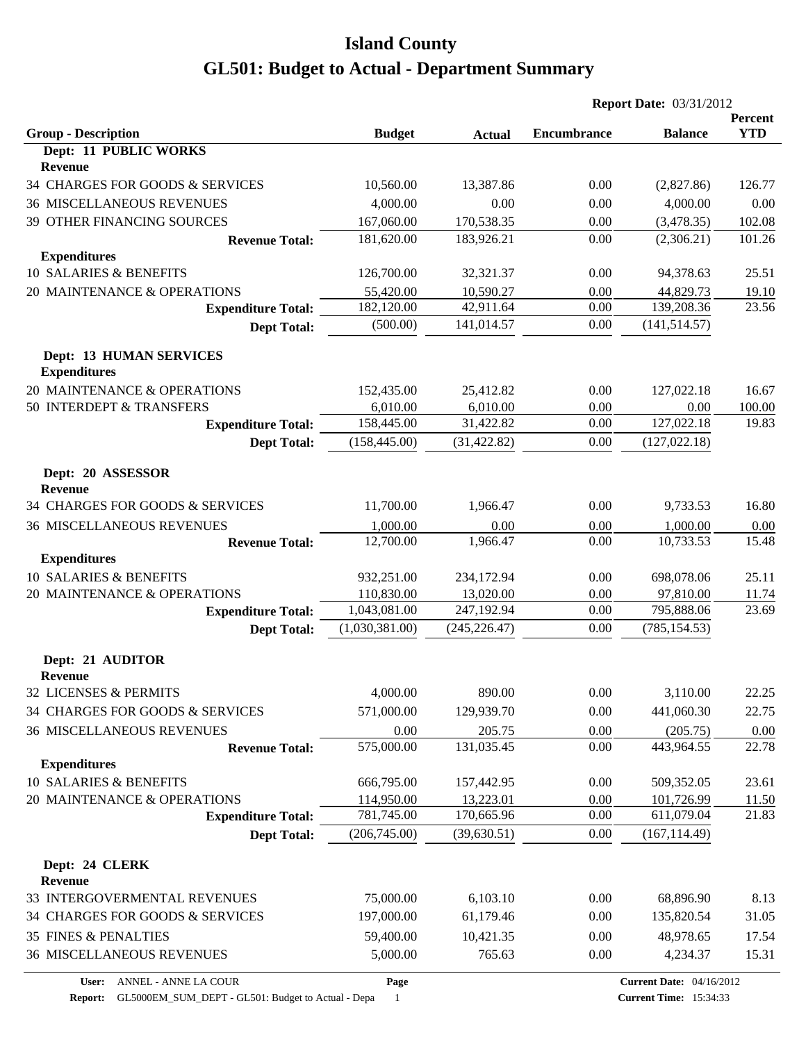# Island County

## GL501: Budget to Actual - Department Summary

**Report Date:** 03/31/2012

| Group - Description | Budget | Actual | Encumbrance | Balance | Percent YTD |
|---|---|---|---|---|---|
| **Dept: 11 PUBLIC WORKS** | | | | | |
| **Revenue** | | | | | |
| 34 CHARGES FOR GOODS & SERVICES | 10,560.00 | 13,387.86 | 0.00 | (2,827.86) | 126.77 |
| 36 MISCELLANEOUS REVENUES | 4,000.00 | 0.00 | 0.00 | 4,000.00 | 0.00 |
| 39 OTHER FINANCING SOURCES | 167,060.00 | 170,538.35 | 0.00 | (3,478.35) | 102.08 |
| **Revenue Total:** | 181,620.00 | 183,926.21 | 0.00 | (2,306.21) | 101.26 |
| **Expenditures** | | | | | |
| 10 SALARIES & BENEFITS | 126,700.00 | 32,321.37 | 0.00 | 94,378.63 | 25.51 |
| 20 MAINTENANCE & OPERATIONS | 55,420.00 | 10,590.27 | 0.00 | 44,829.73 | 19.10 |
| **Expenditure Total:** | 182,120.00 | 42,911.64 | 0.00 | 139,208.36 | 23.56 |
| **Dept Total:** | (500.00) | 141,014.57 | 0.00 | (141,514.57) | |
| **Dept: 13 HUMAN SERVICES** | | | | | |
| **Expenditures** | | | | | |
| 20 MAINTENANCE & OPERATIONS | 152,435.00 | 25,412.82 | 0.00 | 127,022.18 | 16.67 |
| 50 INTERDEPT & TRANSFERS | 6,010.00 | 6,010.00 | 0.00 | 0.00 | 100.00 |
| **Expenditure Total:** | 158,445.00 | 31,422.82 | 0.00 | 127,022.18 | 19.83 |
| **Dept Total:** | (158,445.00) | (31,422.82) | 0.00 | (127,022.18) | |
| **Dept: 20 ASSESSOR** | | | | | |
| **Revenue** | | | | | |
| 34 CHARGES FOR GOODS & SERVICES | 11,700.00 | 1,966.47 | 0.00 | 9,733.53 | 16.80 |
| 36 MISCELLANEOUS REVENUES | 1,000.00 | 0.00 | 0.00 | 1,000.00 | 0.00 |
| **Revenue Total:** | 12,700.00 | 1,966.47 | 0.00 | 10,733.53 | 15.48 |
| **Expenditures** | | | | | |
| 10 SALARIES & BENEFITS | 932,251.00 | 234,172.94 | 0.00 | 698,078.06 | 25.11 |
| 20 MAINTENANCE & OPERATIONS | 110,830.00 | 13,020.00 | 0.00 | 97,810.00 | 11.74 |
| **Expenditure Total:** | 1,043,081.00 | 247,192.94 | 0.00 | 795,888.06 | 23.69 |
| **Dept Total:** | (1,030,381.00) | (245,226.47) | 0.00 | (785,154.53) | |
| **Dept: 21 AUDITOR** | | | | | |
| **Revenue** | | | | | |
| 32 LICENSES & PERMITS | 4,000.00 | 890.00 | 0.00 | 3,110.00 | 22.25 |
| 34 CHARGES FOR GOODS & SERVICES | 571,000.00 | 129,939.70 | 0.00 | 441,060.30 | 22.75 |
| 36 MISCELLANEOUS REVENUES | 0.00 | 205.75 | 0.00 | (205.75) | 0.00 |
| **Revenue Total:** | 575,000.00 | 131,035.45 | 0.00 | 443,964.55 | 22.78 |
| **Expenditures** | | | | | |
| 10 SALARIES & BENEFITS | 666,795.00 | 157,442.95 | 0.00 | 509,352.05 | 23.61 |
| 20 MAINTENANCE & OPERATIONS | 114,950.00 | 13,223.01 | 0.00 | 101,726.99 | 11.50 |
| **Expenditure Total:** | 781,745.00 | 170,665.96 | 0.00 | 611,079.04 | 21.83 |
| **Dept Total:** | (206,745.00) | (39,630.51) | 0.00 | (167,114.49) | |
| **Dept: 24 CLERK** | | | | | |
| **Revenue** | | | | | |
| 33 INTERGOVERMENTAL REVENUES | 75,000.00 | 6,103.10 | 0.00 | 68,896.90 | 8.13 |
| 34 CHARGES FOR GOODS & SERVICES | 197,000.00 | 61,179.46 | 0.00 | 135,820.54 | 31.05 |
| 35 FINES & PENALTIES | 59,400.00 | 10,421.35 | 0.00 | 48,978.65 | 17.54 |
| 36 MISCELLANEOUS REVENUES | 5,000.00 | 765.63 | 0.00 | 4,234.37 | 15.31 |

User: ANNEL - ANNE LA COUR
Report: GL5000EM_SUM_DEPT - GL501: Budget to Actual - Depa
Current Date: 04/16/2012
Current Time: 15:34:33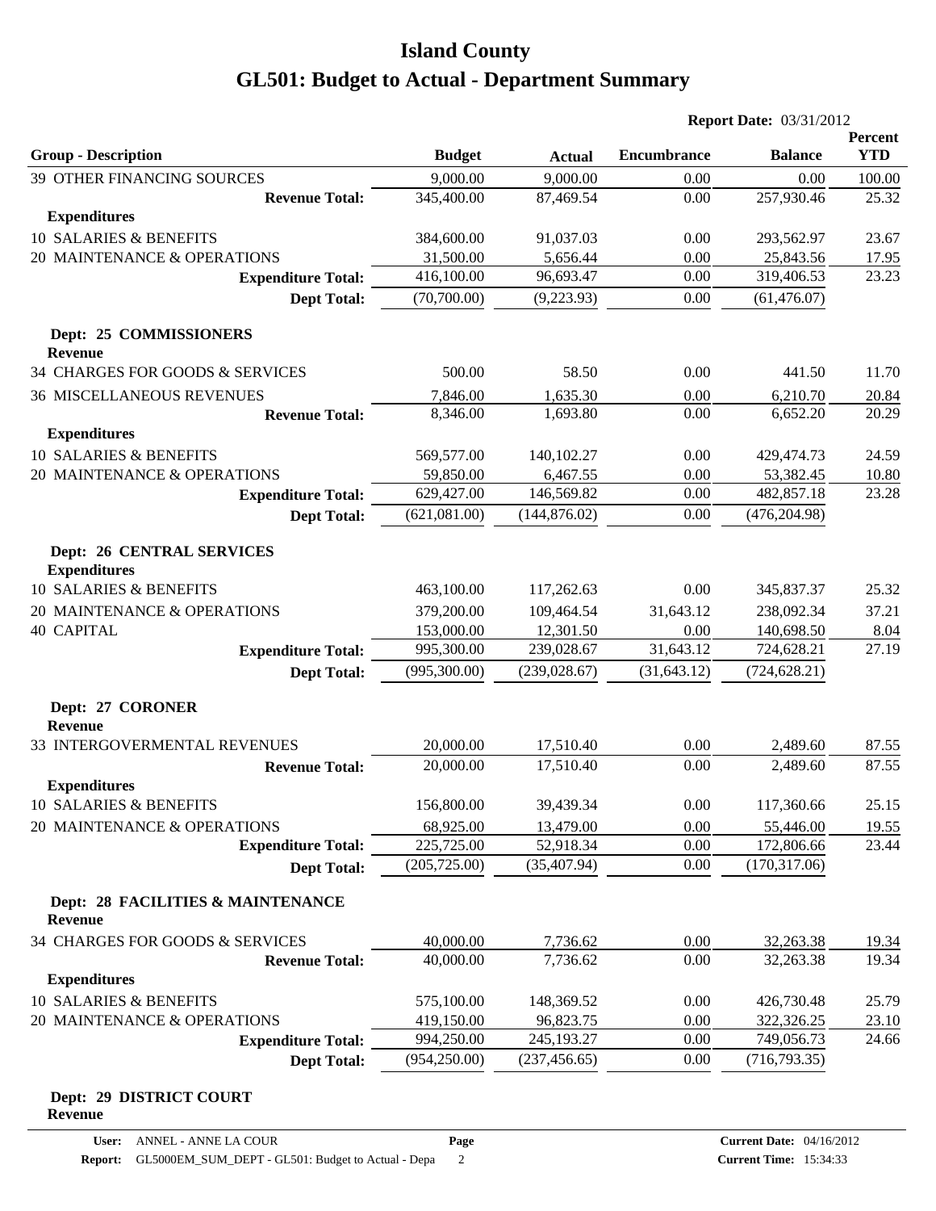# Island County

# GL501: Budget to Actual - Department Summary

**Report Date:** 03/31/2012

| Group - Description | Budget | Actual | Encumbrance | Balance | Percent YTD |
|---|---|---|---|---|---|
| 39 OTHER FINANCING SOURCES | 9,000.00 | 9,000.00 | 0.00 | 0.00 | 100.00 |
| **Revenue Total:** | 345,400.00 | 87,469.54 | 0.00 | 257,930.46 | 25.32 |
| **Expenditures** | | | | | |
| 10 SALARIES & BENEFITS | 384,600.00 | 91,037.03 | 0.00 | 293,562.97 | 23.67 |
| 20 MAINTENANCE & OPERATIONS | 31,500.00 | 5,656.44 | 0.00 | 25,843.56 | 17.95 |
| **Expenditure Total:** | 416,100.00 | 96,693.47 | 0.00 | 319,406.53 | 23.23 |
| **Dept Total:** | (70,700.00) | (9,223.93) | 0.00 | (61,476.07) | |
| **Dept: 25 COMMISSIONERS** | | | | | |
| **Revenue** | | | | | |
| 34 CHARGES FOR GOODS & SERVICES | 500.00 | 58.50 | 0.00 | 441.50 | 11.70 |
| 36 MISCELLANEOUS REVENUES | 7,846.00 | 1,635.30 | 0.00 | 6,210.70 | 20.84 |
| **Revenue Total:** | 8,346.00 | 1,693.80 | 0.00 | 6,652.20 | 20.29 |
| **Expenditures** | | | | | |
| 10 SALARIES & BENEFITS | 569,577.00 | 140,102.27 | 0.00 | 429,474.73 | 24.59 |
| 20 MAINTENANCE & OPERATIONS | 59,850.00 | 6,467.55 | 0.00 | 53,382.45 | 10.80 |
| **Expenditure Total:** | 629,427.00 | 146,569.82 | 0.00 | 482,857.18 | 23.28 |
| **Dept Total:** | (621,081.00) | (144,876.02) | 0.00 | (476,204.98) | |
| **Dept: 26 CENTRAL SERVICES** | | | | | |
| **Expenditures** | | | | | |
| 10 SALARIES & BENEFITS | 463,100.00 | 117,262.63 | 0.00 | 345,837.37 | 25.32 |
| 20 MAINTENANCE & OPERATIONS | 379,200.00 | 109,464.54 | 31,643.12 | 238,092.34 | 37.21 |
| 40 CAPITAL | 153,000.00 | 12,301.50 | 0.00 | 140,698.50 | 8.04 |
| **Expenditure Total:** | 995,300.00 | 239,028.67 | 31,643.12 | 724,628.21 | 27.19 |
| **Dept Total:** | (995,300.00) | (239,028.67) | (31,643.12) | (724,628.21) | |
| **Dept: 27 CORONER** | | | | | |
| **Revenue** | | | | | |
| 33 INTERGOVERMENTAL REVENUES | 20,000.00 | 17,510.40 | 0.00 | 2,489.60 | 87.55 |
| **Revenue Total:** | 20,000.00 | 17,510.40 | 0.00 | 2,489.60 | 87.55 |
| **Expenditures** | | | | | |
| 10 SALARIES & BENEFITS | 156,800.00 | 39,439.34 | 0.00 | 117,360.66 | 25.15 |
| 20 MAINTENANCE & OPERATIONS | 68,925.00 | 13,479.00 | 0.00 | 55,446.00 | 19.55 |
| **Expenditure Total:** | 225,725.00 | 52,918.34 | 0.00 | 172,806.66 | 23.44 |
| **Dept Total:** | (205,725.00) | (35,407.94) | 0.00 | (170,317.06) | |
| **Dept: 28 FACILITIES & MAINTENANCE** | | | | | |
| **Revenue** | | | | | |
| 34 CHARGES FOR GOODS & SERVICES | 40,000.00 | 7,736.62 | 0.00 | 32,263.38 | 19.34 |
| **Revenue Total:** | 40,000.00 | 7,736.62 | 0.00 | 32,263.38 | 19.34 |
| **Expenditures** | | | | | |
| 10 SALARIES & BENEFITS | 575,100.00 | 148,369.52 | 0.00 | 426,730.48 | 25.79 |
| 20 MAINTENANCE & OPERATIONS | 419,150.00 | 96,823.75 | 0.00 | 322,326.25 | 23.10 |
| **Expenditure Total:** | 994,250.00 | 245,193.27 | 0.00 | 749,056.73 | 24.66 |
| **Dept Total:** | (954,250.00) | (237,456.65) | 0.00 | (716,793.35) | |
| **Dept: 29 DISTRICT COURT** | | | | | |
| **Revenue** | | | | | |

User: ANNEL - ANNE LA COUR
Report: GL5000EM_SUM_DEPT - GL501: Budget to Actual - Depa
Current Date: 04/16/2012
Current Time: 15:34:33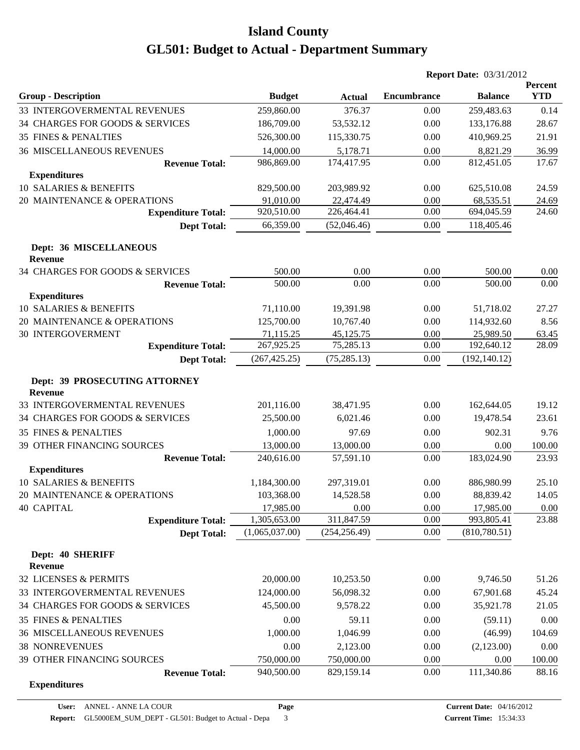# Island County

## GL501: Budget to Actual - Department Summary

**Report Date:** 03/31/2012

| Group - Description | Budget | Actual | Encumbrance | Balance | Percent YTD |
|---|---|---|---|---|---|
| 33 INTERGOVERMENTAL REVENUES | 259,860.00 | 376.37 | 0.00 | 259,483.63 | 0.14 |
| 34 CHARGES FOR GOODS & SERVICES | 186,709.00 | 53,532.12 | 0.00 | 133,176.88 | 28.67 |
| 35 FINES & PENALTIES | 526,300.00 | 115,330.75 | 0.00 | 410,969.25 | 21.91 |
| 36 MISCELLANEOUS REVENUES | 14,000.00 | 5,178.71 | 0.00 | 8,821.29 | 36.99 |
| **Revenue Total:** | 986,869.00 | 174,417.95 | 0.00 | 812,451.05 | 17.67 |
| **Expenditures** | | | | | |
| 10 SALARIES & BENEFITS | 829,500.00 | 203,989.92 | 0.00 | 625,510.08 | 24.59 |
| 20 MAINTENANCE & OPERATIONS | 91,010.00 | 22,474.49 | 0.00 | 68,535.51 | 24.69 |
| **Expenditure Total:** | 920,510.00 | 226,464.41 | 0.00 | 694,045.59 | 24.60 |
| **Dept Total:** | 66,359.00 | (52,046.46) | 0.00 | 118,405.46 | |
| **Dept: 36 MISCELLANEOUS** | | | | | |
| **Revenue** | | | | | |
| 34 CHARGES FOR GOODS & SERVICES | 500.00 | 0.00 | 0.00 | 500.00 | 0.00 |
| **Revenue Total:** | 500.00 | 0.00 | 0.00 | 500.00 | 0.00 |
| **Expenditures** | | | | | |
| 10 SALARIES & BENEFITS | 71,110.00 | 19,391.98 | 0.00 | 51,718.02 | 27.27 |
| 20 MAINTENANCE & OPERATIONS | 125,700.00 | 10,767.40 | 0.00 | 114,932.60 | 8.56 |
| 30 INTERGOVERMENT | 71,115.25 | 45,125.75 | 0.00 | 25,989.50 | 63.45 |
| **Expenditure Total:** | 267,925.25 | 75,285.13 | 0.00 | 192,640.12 | 28.09 |
| **Dept Total:** | (267,425.25) | (75,285.13) | 0.00 | (192,140.12) | |
| **Dept: 39 PROSECUTING ATTORNEY** | | | | | |
| **Revenue** | | | | | |
| 33 INTERGOVERMENTAL REVENUES | 201,116.00 | 38,471.95 | 0.00 | 162,644.05 | 19.12 |
| 34 CHARGES FOR GOODS & SERVICES | 25,500.00 | 6,021.46 | 0.00 | 19,478.54 | 23.61 |
| 35 FINES & PENALTIES | 1,000.00 | 97.69 | 0.00 | 902.31 | 9.76 |
| 39 OTHER FINANCING SOURCES | 13,000.00 | 13,000.00 | 0.00 | 0.00 | 100.00 |
| **Revenue Total:** | 240,616.00 | 57,591.10 | 0.00 | 183,024.90 | 23.93 |
| **Expenditures** | | | | | |
| 10 SALARIES & BENEFITS | 1,184,300.00 | 297,319.01 | 0.00 | 886,980.99 | 25.10 |
| 20 MAINTENANCE & OPERATIONS | 103,368.00 | 14,528.58 | 0.00 | 88,839.42 | 14.05 |
| 40 CAPITAL | 17,985.00 | 0.00 | 0.00 | 17,985.00 | 0.00 |
| **Expenditure Total:** | 1,305,653.00 | 311,847.59 | 0.00 | 993,805.41 | 23.88 |
| **Dept Total:** | (1,065,037.00) | (254,256.49) | 0.00 | (810,780.51) | |
| **Dept: 40 SHERIFF** | | | | | |
| **Revenue** | | | | | |
| 32 LICENSES & PERMITS | 20,000.00 | 10,253.50 | 0.00 | 9,746.50 | 51.26 |
| 33 INTERGOVERMENTAL REVENUES | 124,000.00 | 56,098.32 | 0.00 | 67,901.68 | 45.24 |
| 34 CHARGES FOR GOODS & SERVICES | 45,500.00 | 9,578.22 | 0.00 | 35,921.78 | 21.05 |
| 35 FINES & PENALTIES | 0.00 | 59.11 | 0.00 | (59.11) | 0.00 |
| 36 MISCELLANEOUS REVENUES | 1,000.00 | 1,046.99 | 0.00 | (46.99) | 104.69 |
| 38 NONREVENUES | 0.00 | 2,123.00 | 0.00 | (2,123.00) | 0.00 |
| 39 OTHER FINANCING SOURCES | 750,000.00 | 750,000.00 | 0.00 | 0.00 | 100.00 |
| **Revenue Total:** | 940,500.00 | 829,159.14 | 0.00 | 111,340.86 | 88.16 |
| **Expenditures** | | | | | |

**User:** ANNEL - ANNE LA COUR
**Report:** GL5000EM_SUM_DEPT - GL501: Budget to Actual - Depa
**Current Date:** 04/16/2012
**Current Time:** 15:34:33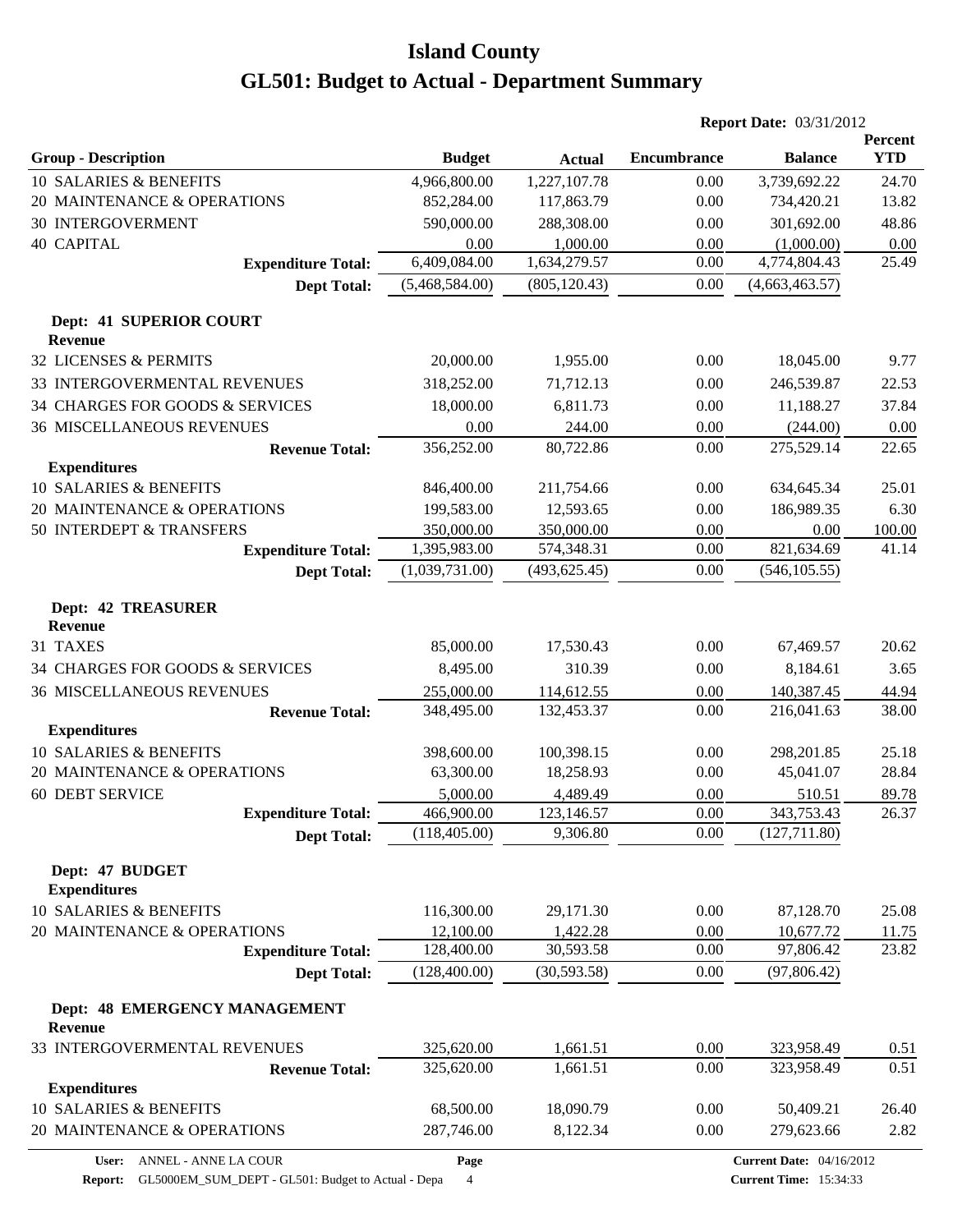# Island County
# GL501: Budget to Actual - Department Summary

**Report Date:** 03/31/2012

| Group - Description | Budget | Actual | Encumbrance | Balance | Percent YTD |
|---|---|---|---|---|---|
| 10 SALARIES & BENEFITS | 4,966,800.00 | 1,227,107.78 | 0.00 | 3,739,692.22 | 24.70 |
| 20 MAINTENANCE & OPERATIONS | 852,284.00 | 117,863.79 | 0.00 | 734,420.21 | 13.82 |
| 30 INTERGOVERMENT | 590,000.00 | 288,308.00 | 0.00 | 301,692.00 | 48.86 |
| 40 CAPITAL | 0.00 | 1,000.00 | 0.00 | (1,000.00) | 0.00 |
| **Expenditure Total:** | 6,409,084.00 | 1,634,279.57 | 0.00 | 4,774,804.43 | 25.49 |
| **Dept Total:** | (5,468,584.00) | (805,120.43) | 0.00 | (4,663,463.57) | |
| **Dept: 41 SUPERIOR COURT** | | | | | |
| **Revenue** | | | | | |
| 32 LICENSES & PERMITS | 20,000.00 | 1,955.00 | 0.00 | 18,045.00 | 9.77 |
| 33 INTERGOVERMENTAL REVENUES | 318,252.00 | 71,712.13 | 0.00 | 246,539.87 | 22.53 |
| 34 CHARGES FOR GOODS & SERVICES | 18,000.00 | 6,811.73 | 0.00 | 11,188.27 | 37.84 |
| 36 MISCELLANEOUS REVENUES | 0.00 | 244.00 | 0.00 | (244.00) | 0.00 |
| **Revenue Total:** | 356,252.00 | 80,722.86 | 0.00 | 275,529.14 | 22.65 |
| **Expenditures** | | | | | |
| 10 SALARIES & BENEFITS | 846,400.00 | 211,754.66 | 0.00 | 634,645.34 | 25.01 |
| 20 MAINTENANCE & OPERATIONS | 199,583.00 | 12,593.65 | 0.00 | 186,989.35 | 6.30 |
| 50 INTERDEPT & TRANSFERS | 350,000.00 | 350,000.00 | 0.00 | 0.00 | 100.00 |
| **Expenditure Total:** | 1,395,983.00 | 574,348.31 | 0.00 | 821,634.69 | 41.14 |
| **Dept Total:** | (1,039,731.00) | (493,625.45) | 0.00 | (546,105.55) | |
| **Dept: 42 TREASURER** | | | | | |
| **Revenue** | | | | | |
| 31 TAXES | 85,000.00 | 17,530.43 | 0.00 | 67,469.57 | 20.62 |
| 34 CHARGES FOR GOODS & SERVICES | 8,495.00 | 310.39 | 0.00 | 8,184.61 | 3.65 |
| 36 MISCELLANEOUS REVENUES | 255,000.00 | 114,612.55 | 0.00 | 140,387.45 | 44.94 |
| **Revenue Total:** | 348,495.00 | 132,453.37 | 0.00 | 216,041.63 | 38.00 |
| **Expenditures** | | | | | |
| 10 SALARIES & BENEFITS | 398,600.00 | 100,398.15 | 0.00 | 298,201.85 | 25.18 |
| 20 MAINTENANCE & OPERATIONS | 63,300.00 | 18,258.93 | 0.00 | 45,041.07 | 28.84 |
| 60 DEBT SERVICE | 5,000.00 | 4,489.49 | 0.00 | 510.51 | 89.78 |
| **Expenditure Total:** | 466,900.00 | 123,146.57 | 0.00 | 343,753.43 | 26.37 |
| **Dept Total:** | (118,405.00) | 9,306.80 | 0.00 | (127,711.80) | |
| **Dept: 47 BUDGET** | | | | | |
| **Expenditures** | | | | | |
| 10 SALARIES & BENEFITS | 116,300.00 | 29,171.30 | 0.00 | 87,128.70 | 25.08 |
| 20 MAINTENANCE & OPERATIONS | 12,100.00 | 1,422.28 | 0.00 | 10,677.72 | 11.75 |
| **Expenditure Total:** | 128,400.00 | 30,593.58 | 0.00 | 97,806.42 | 23.82 |
| **Dept Total:** | (128,400.00) | (30,593.58) | 0.00 | (97,806.42) | |
| **Dept: 48 EMERGENCY MANAGEMENT** | | | | | |
| **Revenue** | | | | | |
| 33 INTERGOVERMENTAL REVENUES | 325,620.00 | 1,661.51 | 0.00 | 323,958.49 | 0.51 |
| **Revenue Total:** | 325,620.00 | 1,661.51 | 0.00 | 323,958.49 | 0.51 |
| **Expenditures** | | | | | |
| 10 SALARIES & BENEFITS | 68,500.00 | 18,090.79 | 0.00 | 50,409.21 | 26.40 |
| 20 MAINTENANCE & OPERATIONS | 287,746.00 | 8,122.34 | 0.00 | 279,623.66 | 2.82 |

User: ANNEL - ANNE LA COUR
Report: GL5000EM_SUM_DEPT - GL501: Budget to Actual - Depa
Current Date: 04/16/2012
Current Time: 15:34:33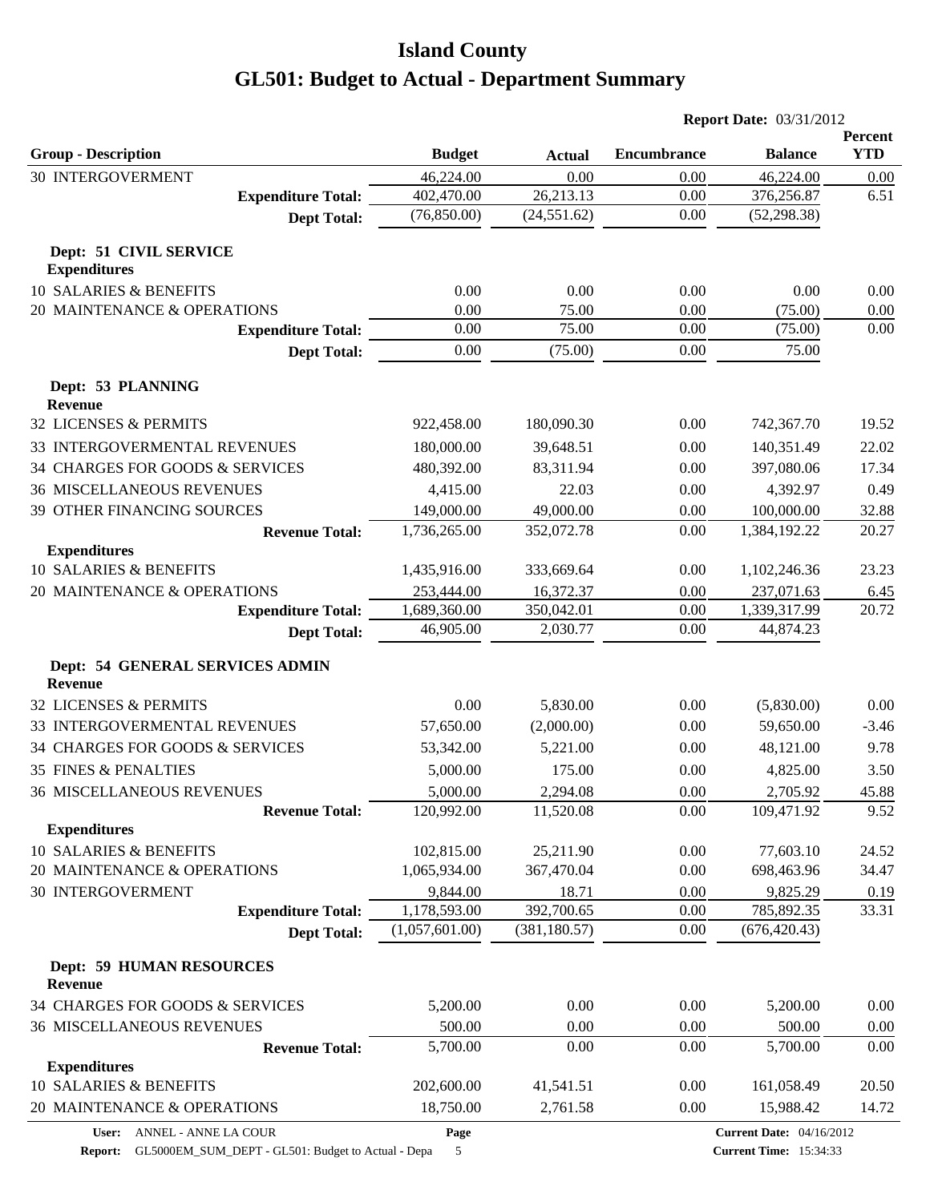# Island County

# GL501: Budget to Actual - Department Summary

**Report Date:** 03/31/2012

| Group - Description | Budget | Actual | Encumbrance | Balance | Percent YTD |
|---|---|---|---|---|---|
| 30 INTERGOVERMENT | 46,224.00 | 0.00 | 0.00 | 46,224.00 | 0.00 |
| **Expenditure Total:** | 402,470.00 | 26,213.13 | 0.00 | 376,256.87 | 6.51 |
| **Dept Total:** | (76,850.00) | (24,551.62) | 0.00 | (52,298.38) | |
| **Dept: 51 CIVIL SERVICE** | | | | | |
| **Expenditures** | | | | | |
| 10 SALARIES & BENEFITS | 0.00 | 0.00 | 0.00 | 0.00 | 0.00 |
| 20 MAINTENANCE & OPERATIONS | 0.00 | 75.00 | 0.00 | (75.00) | 0.00 |
| **Expenditure Total:** | 0.00 | 75.00 | 0.00 | (75.00) | 0.00 |
| **Dept Total:** | 0.00 | (75.00) | 0.00 | 75.00 | |
| **Dept: 53 PLANNING** | | | | | |
| **Revenue** | | | | | |
| 32 LICENSES & PERMITS | 922,458.00 | 180,090.30 | 0.00 | 742,367.70 | 19.52 |
| 33 INTERGOVERMENTAL REVENUES | 180,000.00 | 39,648.51 | 0.00 | 140,351.49 | 22.02 |
| 34 CHARGES FOR GOODS & SERVICES | 480,392.00 | 83,311.94 | 0.00 | 397,080.06 | 17.34 |
| 36 MISCELLANEOUS REVENUES | 4,415.00 | 22.03 | 0.00 | 4,392.97 | 0.49 |
| 39 OTHER FINANCING SOURCES | 149,000.00 | 49,000.00 | 0.00 | 100,000.00 | 32.88 |
| **Revenue Total:** | 1,736,265.00 | 352,072.78 | 0.00 | 1,384,192.22 | 20.27 |
| **Expenditures** | | | | | |
| 10 SALARIES & BENEFITS | 1,435,916.00 | 333,669.64 | 0.00 | 1,102,246.36 | 23.23 |
| 20 MAINTENANCE & OPERATIONS | 253,444.00 | 16,372.37 | 0.00 | 237,071.63 | 6.45 |
| **Expenditure Total:** | 1,689,360.00 | 350,042.01 | 0.00 | 1,339,317.99 | 20.72 |
| **Dept Total:** | 46,905.00 | 2,030.77 | 0.00 | 44,874.23 | |
| **Dept: 54 GENERAL SERVICES ADMIN** | | | | | |
| **Revenue** | | | | | |
| 32 LICENSES & PERMITS | 0.00 | 5,830.00 | 0.00 | (5,830.00) | 0.00 |
| 33 INTERGOVERMENTAL REVENUES | 57,650.00 | (2,000.00) | 0.00 | 59,650.00 | -3.46 |
| 34 CHARGES FOR GOODS & SERVICES | 53,342.00 | 5,221.00 | 0.00 | 48,121.00 | 9.78 |
| 35 FINES & PENALTIES | 5,000.00 | 175.00 | 0.00 | 4,825.00 | 3.50 |
| 36 MISCELLANEOUS REVENUES | 5,000.00 | 2,294.08 | 0.00 | 2,705.92 | 45.88 |
| **Revenue Total:** | 120,992.00 | 11,520.08 | 0.00 | 109,471.92 | 9.52 |
| **Expenditures** | | | | | |
| 10 SALARIES & BENEFITS | 102,815.00 | 25,211.90 | 0.00 | 77,603.10 | 24.52 |
| 20 MAINTENANCE & OPERATIONS | 1,065,934.00 | 367,470.04 | 0.00 | 698,463.96 | 34.47 |
| 30 INTERGOVERMENT | 9,844.00 | 18.71 | 0.00 | 9,825.29 | 0.19 |
| **Expenditure Total:** | 1,178,593.00 | 392,700.65 | 0.00 | 785,892.35 | 33.31 |
| **Dept Total:** | (1,057,601.00) | (381,180.57) | 0.00 | (676,420.43) | |
| **Dept: 59 HUMAN RESOURCES** | | | | | |
| **Revenue** | | | | | |
| 34 CHARGES FOR GOODS & SERVICES | 5,200.00 | 0.00 | 0.00 | 5,200.00 | 0.00 |
| 36 MISCELLANEOUS REVENUES | 500.00 | 0.00 | 0.00 | 500.00 | 0.00 |
| **Revenue Total:** | 5,700.00 | 0.00 | 0.00 | 5,700.00 | 0.00 |
| **Expenditures** | | | | | |
| 10 SALARIES & BENEFITS | 202,600.00 | 41,541.51 | 0.00 | 161,058.49 | 20.50 |
| 20 MAINTENANCE & OPERATIONS | 18,750.00 | 2,761.58 | 0.00 | 15,988.42 | 14.72 |

**User:** ANNEL - ANNE LA COUR  
**Report:** GL5000EM_SUM_DEPT - GL501: Budget to Actual - Depa  
**Current Date:** 04/16/2012  
**Current Time:** 15:34:33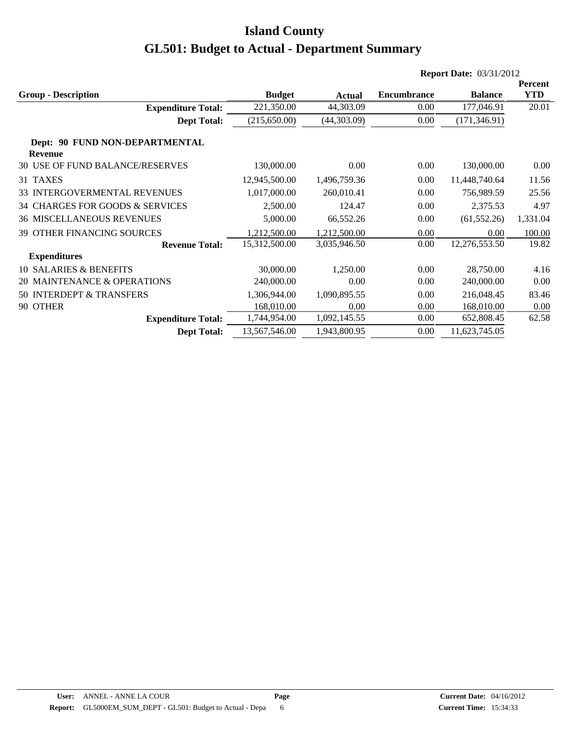# Island County

# GL501: Budget to Actual - Department Summary

**Report Date:** 03/31/2012

| Group - Description | Budget | Actual | Encumbrance | Balance | Percent YTD |
|---|---|---|---|---|---|
| **Expenditure Total:** | 221,350.00 | 44,303.09 | 0.00 | 177,046.91 | 20.01 |
| **Dept Total:** | (215,650.00) | (44,303.09) | 0.00 | (171,346.91) | |
| **Dept: 90 FUND NON-DEPARTMENTAL** | | | | | |
| **Revenue** | | | | | |
| 30 USE OF FUND BALANCE/RESERVES | 130,000.00 | 0.00 | 0.00 | 130,000.00 | 0.00 |
| 31 TAXES | 12,945,500.00 | 1,496,759.36 | 0.00 | 11,448,740.64 | 11.56 |
| 33 INTERGOVERMENTAL REVENUES | 1,017,000.00 | 260,010.41 | 0.00 | 756,989.59 | 25.56 |
| 34 CHARGES FOR GOODS & SERVICES | 2,500.00 | 124.47 | 0.00 | 2,375.53 | 4.97 |
| 36 MISCELLANEOUS REVENUES | 5,000.00 | 66,552.26 | 0.00 | (61,552.26) | 1,331.04 |
| 39 OTHER FINANCING SOURCES | 1,212,500.00 | 1,212,500.00 | 0.00 | 0.00 | 100.00 |
| **Revenue Total:** | 15,312,500.00 | 3,035,946.50 | 0.00 | 12,276,553.50 | 19.82 |
| **Expenditures** | | | | | |
| 10 SALARIES & BENEFITS | 30,000.00 | 1,250.00 | 0.00 | 28,750.00 | 4.16 |
| 20 MAINTENANCE & OPERATIONS | 240,000.00 | 0.00 | 0.00 | 240,000.00 | 0.00 |
| 50 INTERDEPT & TRANSFERS | 1,306,944.00 | 1,090,895.55 | 0.00 | 216,048.45 | 83.46 |
| 90 OTHER | 168,010.00 | 0.00 | 0.00 | 168,010.00 | 0.00 |
| **Expenditure Total:** | 1,744,954.00 | 1,092,145.55 | 0.00 | 652,808.45 | 62.58 |
| **Dept Total:** | 13,567,546.00 | 1,943,800.95 | 0.00 | 11,623,745.05 | |

**User:** ANNEL - ANNE LA COUR
**Report:** GL5000EM_SUM_DEPT - GL501: Budget to Actual - Depa
**Page** 6
**Current Date:** 04/16/2012
**Current Time:** 15:34:33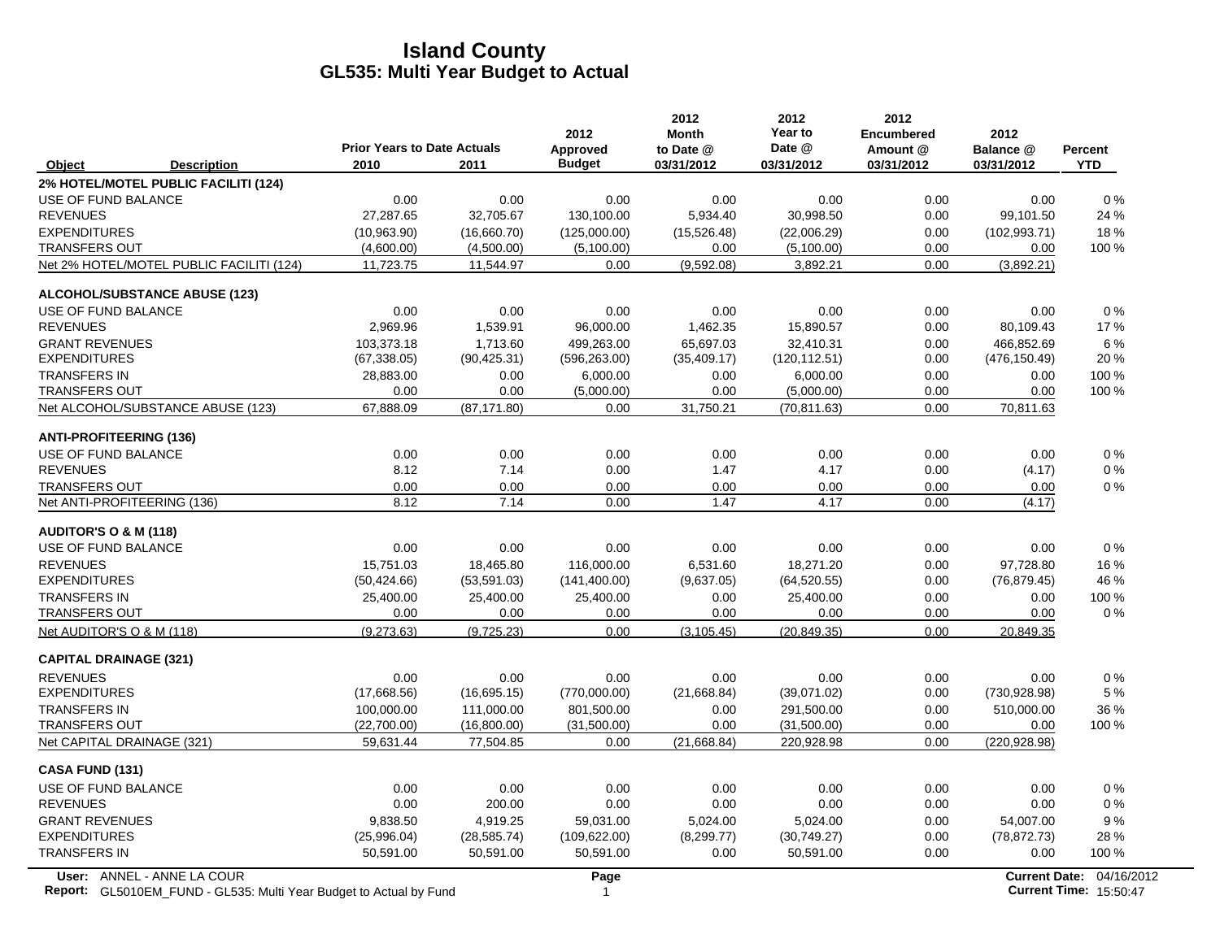# Island County
## GL535: Multi Year Budget to Actual

| Object | Description | Prior Years to Date Actuals 2010 | Prior Years to Date Actuals 2011 | 2012 Approved Budget | 2012 Month to Date @ 03/31/2012 | 2012 Year to Date @ 03/31/2012 | 2012 Encumbered Amount @ 03/31/2012 | 2012 Balance @ 03/31/2012 | Percent YTD |
|---|---|---|---|---|---|---|---|---|---|
| **2% HOTEL/MOTEL PUBLIC FACILITI (124)** | | | | | | | | | |
| USE OF FUND BALANCE | | 0.00 | 0.00 | 0.00 | 0.00 | 0.00 | 0.00 | 0.00 | 0 % |
| REVENUES | | 27,287.65 | 32,705.67 | 130,100.00 | 5,934.40 | 30,998.50 | 0.00 | 99,101.50 | 24 % |
| EXPENDITURES | | (10,963.90) | (16,660.70) | (125,000.00) | (15,526.48) | (22,006.29) | 0.00 | (102,993.71) | 18 % |
| TRANSFERS OUT | | (4,600.00) | (4,500.00) | (5,100.00) | 0.00 | (5,100.00) | 0.00 | 0.00 | 100 % |
| Net 2% HOTEL/MOTEL PUBLIC FACILITI (124) | | 11,723.75 | 11,544.97 | 0.00 | (9,592.08) | 3,892.21 | 0.00 | (3,892.21) | |
| **ALCOHOL/SUBSTANCE ABUSE (123)** | | | | | | | | | |
| USE OF FUND BALANCE | | 0.00 | 0.00 | 0.00 | 0.00 | 0.00 | 0.00 | 0.00 | 0 % |
| REVENUES | | 2,969.96 | 1,539.91 | 96,000.00 | 1,462.35 | 15,890.57 | 0.00 | 80,109.43 | 17 % |
| GRANT REVENUES | | 103,373.18 | 1,713.60 | 499,263.00 | 65,697.03 | 32,410.31 | 0.00 | 466,852.69 | 6 % |
| EXPENDITURES | | (67,338.05) | (90,425.31) | (596,263.00) | (35,409.17) | (120,112.51) | 0.00 | (476,150.49) | 20 % |
| TRANSFERS IN | | 28,883.00 | 0.00 | 6,000.00 | 0.00 | 6,000.00 | 0.00 | 0.00 | 100 % |
| TRANSFERS OUT | | 0.00 | 0.00 | (5,000.00) | 0.00 | (5,000.00) | 0.00 | 0.00 | 100 % |
| Net ALCOHOL/SUBSTANCE ABUSE (123) | | 67,888.09 | (87,171.80) | 0.00 | 31,750.21 | (70,811.63) | 0.00 | 70,811.63 | |
| **ANTI-PROFITEERING (136)** | | | | | | | | | |
| USE OF FUND BALANCE | | 0.00 | 0.00 | 0.00 | 0.00 | 0.00 | 0.00 | 0.00 | 0 % |
| REVENUES | | 8.12 | 7.14 | 0.00 | 1.47 | 4.17 | 0.00 | (4.17) | 0 % |
| TRANSFERS OUT | | 0.00 | 0.00 | 0.00 | 0.00 | 0.00 | 0.00 | 0.00 | 0 % |
| Net ANTI-PROFITEERING (136) | | 8.12 | 7.14 | 0.00 | 1.47 | 4.17 | 0.00 | (4.17) | |
| **AUDITOR'S O & M (118)** | | | | | | | | | |
| USE OF FUND BALANCE | | 0.00 | 0.00 | 0.00 | 0.00 | 0.00 | 0.00 | 0.00 | 0 % |
| REVENUES | | 15,751.03 | 18,465.80 | 116,000.00 | 6,531.60 | 18,271.20 | 0.00 | 97,728.80 | 16 % |
| EXPENDITURES | | (50,424.66) | (53,591.03) | (141,400.00) | (9,637.05) | (64,520.55) | 0.00 | (76,879.45) | 46 % |
| TRANSFERS IN | | 25,400.00 | 25,400.00 | 25,400.00 | 0.00 | 25,400.00 | 0.00 | 0.00 | 100 % |
| TRANSFERS OUT | | 0.00 | 0.00 | 0.00 | 0.00 | 0.00 | 0.00 | 0.00 | 0 % |
| Net AUDITOR'S O & M (118) | | (9,273.63) | (9,725.23) | 0.00 | (3,105.45) | (20,849.35) | 0.00 | 20,849.35 | |
| **CAPITAL DRAINAGE (321)** | | | | | | | | | |
| REVENUES | | 0.00 | 0.00 | 0.00 | 0.00 | 0.00 | 0.00 | 0.00 | 0 % |
| EXPENDITURES | | (17,668.56) | (16,695.15) | (770,000.00) | (21,668.84) | (39,071.02) | 0.00 | (730,928.98) | 5 % |
| TRANSFERS IN | | 100,000.00 | 111,000.00 | 801,500.00 | 0.00 | 291,500.00 | 0.00 | 510,000.00 | 36 % |
| TRANSFERS OUT | | (22,700.00) | (16,800.00) | (31,500.00) | 0.00 | (31,500.00) | 0.00 | 0.00 | 100 % |
| Net CAPITAL DRAINAGE (321) | | 59,631.44 | 77,504.85 | 0.00 | (21,668.84) | 220,928.98 | 0.00 | (220,928.98) | |
| **CASA FUND (131)** | | | | | | | | | |
| USE OF FUND BALANCE | | 0.00 | 0.00 | 0.00 | 0.00 | 0.00 | 0.00 | 0.00 | 0 % |
| REVENUES | | 0.00 | 200.00 | 0.00 | 0.00 | 0.00 | 0.00 | 0.00 | 0 % |
| GRANT REVENUES | | 9,838.50 | 4,919.25 | 59,031.00 | 5,024.00 | 5,024.00 | 0.00 | 54,007.00 | 9 % |
| EXPENDITURES | | (25,996.04) | (28,585.74) | (109,622.00) | (8,299.77) | (30,749.27) | 0.00 | (78,872.73) | 28 % |
| TRANSFERS IN | | 50,591.00 | 50,591.00 | 50,591.00 | 0.00 | 50,591.00 | 0.00 | 0.00 | 100 % |

User: ANNEL - ANNE LA COUR
Report: GL5010EM_FUND - GL535: Multi Year Budget to Actual by Fund

Current Date: 04/16/2012
Current Time: 15:50:47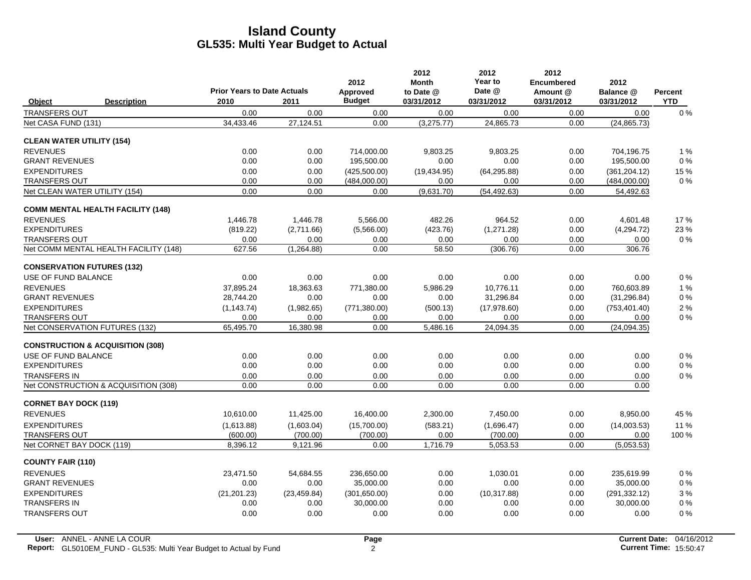# Island County
## GL535: Multi Year Budget to Actual

| Object | Description | Prior Years to Date Actuals 2010 | 2011 | 2012 Approved Budget | 2012 Month to Date @ 03/31/2012 | 2012 Year to Date @ 03/31/2012 | 2012 Encumbered Amount @ 03/31/2012 | 2012 Balance @ 03/31/2012 | Percent YTD |
|---|---|---|---|---|---|---|---|---|---|
| TRANSFERS OUT | | 0.00 | 0.00 | 0.00 | 0.00 | 0.00 | 0.00 | 0.00 | 0 % |
| Net CASA FUND (131) | | 34,433.46 | 27,124.51 | 0.00 | (3,275.77) | 24,865.73 | 0.00 | (24,865.73) | |
| **CLEAN WATER UTILITY (154)** | | | | | | | | | |
| REVENUES | | 0.00 | 0.00 | 714,000.00 | 9,803.25 | 9,803.25 | 0.00 | 704,196.75 | 1 % |
| GRANT REVENUES | | 0.00 | 0.00 | 195,500.00 | 0.00 | 0.00 | 0.00 | 195,500.00 | 0 % |
| EXPENDITURES | | 0.00 | 0.00 | (425,500.00) | (19,434.95) | (64,295.88) | 0.00 | (361,204.12) | 15 % |
| TRANSFERS OUT | | 0.00 | 0.00 | (484,000.00) | 0.00 | 0.00 | 0.00 | (484,000.00) | 0 % |
| Net CLEAN WATER UTILITY (154) | | 0.00 | 0.00 | 0.00 | (9,631.70) | (54,492.63) | 0.00 | 54,492.63 | |
| **COMM MENTAL HEALTH FACILITY (148)** | | | | | | | | | |
| REVENUES | | 1,446.78 | 1,446.78 | 5,566.00 | 482.26 | 964.52 | 0.00 | 4,601.48 | 17 % |
| EXPENDITURES | | (819.22) | (2,711.66) | (5,566.00) | (423.76) | (1,271.28) | 0.00 | (4,294.72) | 23 % |
| TRANSFERS OUT | | 0.00 | 0.00 | 0.00 | 0.00 | 0.00 | 0.00 | 0.00 | 0 % |
| Net COMM MENTAL HEALTH FACILITY (148) | | 627.56 | (1,264.88) | 0.00 | 58.50 | (306.76) | 0.00 | 306.76 | |
| **CONSERVATION FUTURES (132)** | | | | | | | | | |
| USE OF FUND BALANCE | | 0.00 | 0.00 | 0.00 | 0.00 | 0.00 | 0.00 | 0.00 | 0 % |
| REVENUES | | 37,895.24 | 18,363.63 | 771,380.00 | 5,986.29 | 10,776.11 | 0.00 | 760,603.89 | 1 % |
| GRANT REVENUES | | 28,744.20 | 0.00 | 0.00 | 0.00 | 31,296.84 | 0.00 | (31,296.84) | 0 % |
| EXPENDITURES | | (1,143.74) | (1,982.65) | (771,380.00) | (500.13) | (17,978.60) | 0.00 | (753,401.40) | 2 % |
| TRANSFERS OUT | | 0.00 | 0.00 | 0.00 | 0.00 | 0.00 | 0.00 | 0.00 | 0 % |
| Net CONSERVATION FUTURES (132) | | 65,495.70 | 16,380.98 | 0.00 | 5,486.16 | 24,094.35 | 0.00 | (24,094.35) | |
| **CONSTRUCTION & ACQUISITION (308)** | | | | | | | | | |
| USE OF FUND BALANCE | | 0.00 | 0.00 | 0.00 | 0.00 | 0.00 | 0.00 | 0.00 | 0 % |
| EXPENDITURES | | 0.00 | 0.00 | 0.00 | 0.00 | 0.00 | 0.00 | 0.00 | 0 % |
| TRANSFERS IN | | 0.00 | 0.00 | 0.00 | 0.00 | 0.00 | 0.00 | 0.00 | 0 % |
| Net CONSTRUCTION & ACQUISITION (308) | | 0.00 | 0.00 | 0.00 | 0.00 | 0.00 | 0.00 | 0.00 | |
| **CORNET BAY DOCK (119)** | | | | | | | | | |
| REVENUES | | 10,610.00 | 11,425.00 | 16,400.00 | 2,300.00 | 7,450.00 | 0.00 | 8,950.00 | 45 % |
| EXPENDITURES | | (1,613.88) | (1,603.04) | (15,700.00) | (583.21) | (1,696.47) | 0.00 | (14,003.53) | 11 % |
| TRANSFERS OUT | | (600.00) | (700.00) | (700.00) | 0.00 | (700.00) | 0.00 | 0.00 | 100 % |
| Net CORNET BAY DOCK (119) | | 8,396.12 | 9,121.96 | 0.00 | 1,716.79 | 5,053.53 | 0.00 | (5,053.53) | |
| **COUNTY FAIR (110)** | | | | | | | | | |
| REVENUES | | 23,471.50 | 54,684.55 | 236,650.00 | 0.00 | 1,030.01 | 0.00 | 235,619.99 | 0 % |
| GRANT REVENUES | | 0.00 | 0.00 | 35,000.00 | 0.00 | 0.00 | 0.00 | 35,000.00 | 0 % |
| EXPENDITURES | | (21,201.23) | (23,459.84) | (301,650.00) | 0.00 | (10,317.88) | 0.00 | (291,332.12) | 3 % |
| TRANSFERS IN | | 0.00 | 0.00 | 30,000.00 | 0.00 | 0.00 | 0.00 | 30,000.00 | 0 % |
| TRANSFERS OUT | | 0.00 | 0.00 | 0.00 | 0.00 | 0.00 | 0.00 | 0.00 | 0 % |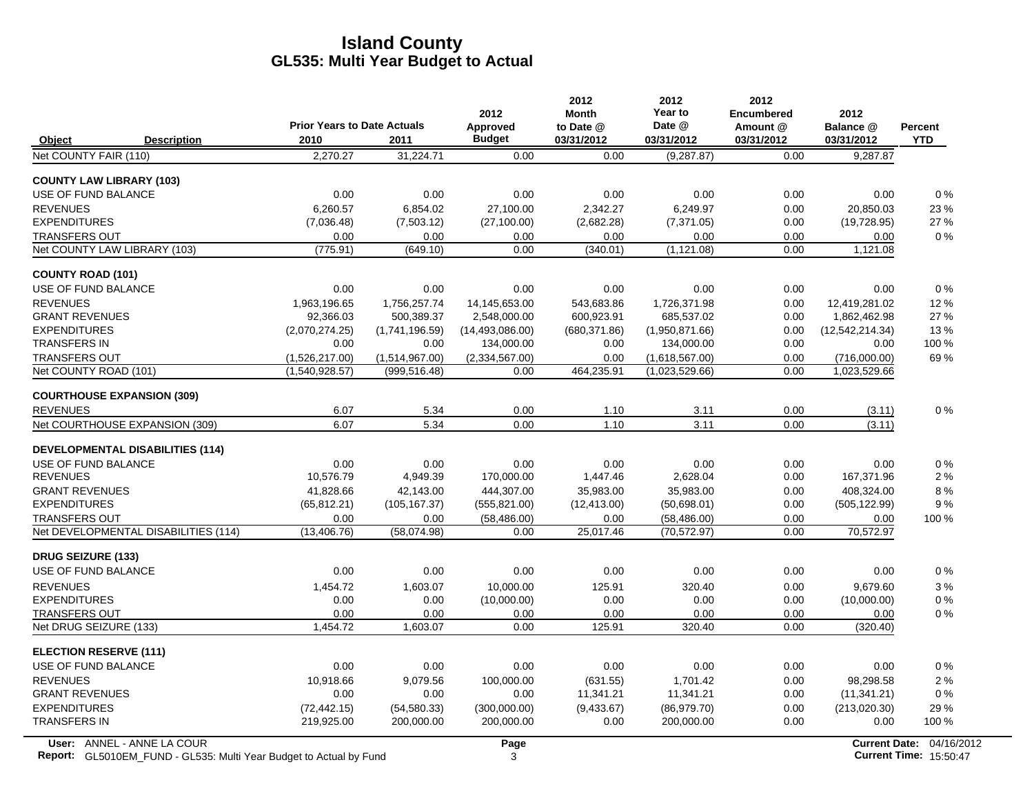# Island County
## GL535: Multi Year Budget to Actual

| Object | Description | Prior Years to Date Actuals 2010 | 2011 | 2012 Approved Budget | 2012 Month to Date @ 03/31/2012 | 2012 Year to Date @ 03/31/2012 | 2012 Encumbered Amount @ 03/31/2012 | 2012 Balance @ 03/31/2012 | Percent YTD |
|---|---|---|---|---|---|---|---|---|---|
| Net COUNTY FAIR (110) | | 2,270.27 | 31,224.71 | 0.00 | 0.00 | (9,287.87) | 0.00 | 9,287.87 | |
| **COUNTY LAW LIBRARY (103)** | | | | | | | | | |
| USE OF FUND BALANCE | | 0.00 | 0.00 | 0.00 | 0.00 | 0.00 | 0.00 | 0.00 | 0 % |
| REVENUES | | 6,260.57 | 6,854.02 | 27,100.00 | 2,342.27 | 6,249.97 | 0.00 | 20,850.03 | 23 % |
| EXPENDITURES | | (7,036.48) | (7,503.12) | (27,100.00) | (2,682.28) | (7,371.05) | 0.00 | (19,728.95) | 27 % |
| TRANSFERS OUT | | 0.00 | 0.00 | 0.00 | 0.00 | 0.00 | 0.00 | 0.00 | 0 % |
| Net COUNTY LAW LIBRARY (103) | | (775.91) | (649.10) | 0.00 | (340.01) | (1,121.08) | 0.00 | 1,121.08 | |
| **COUNTY ROAD (101)** | | | | | | | | | |
| USE OF FUND BALANCE | | 0.00 | 0.00 | 0.00 | 0.00 | 0.00 | 0.00 | 0.00 | 0 % |
| REVENUES | | 1,963,196.65 | 1,756,257.74 | 14,145,653.00 | 543,683.86 | 1,726,371.98 | 0.00 | 12,419,281.02 | 12 % |
| GRANT REVENUES | | 92,366.03 | 500,389.37 | 2,548,000.00 | 600,923.91 | 685,537.02 | 0.00 | 1,862,462.98 | 27 % |
| EXPENDITURES | | (2,070,274.25) | (1,741,196.59) | (14,493,086.00) | (680,371.86) | (1,950,871.66) | 0.00 | (12,542,214.34) | 13 % |
| TRANSFERS IN | | 0.00 | 0.00 | 134,000.00 | 0.00 | 134,000.00 | 0.00 | 0.00 | 100 % |
| TRANSFERS OUT | | (1,526,217.00) | (1,514,967.00) | (2,334,567.00) | 0.00 | (1,618,567.00) | 0.00 | (716,000.00) | 69 % |
| Net COUNTY ROAD (101) | | (1,540,928.57) | (999,516.48) | 0.00 | 464,235.91 | (1,023,529.66) | 0.00 | 1,023,529.66 | |
| **COURTHOUSE EXPANSION (309)** | | | | | | | | | |
| REVENUES | | 6.07 | 5.34 | 0.00 | 1.10 | 3.11 | 0.00 | (3.11) | 0 % |
| Net COURTHOUSE EXPANSION (309) | | 6.07 | 5.34 | 0.00 | 1.10 | 3.11 | 0.00 | (3.11) | |
| **DEVELOPMENTAL DISABILITIES (114)** | | | | | | | | | |
| USE OF FUND BALANCE | | 0.00 | 0.00 | 0.00 | 0.00 | 0.00 | 0.00 | 0.00 | 0 % |
| REVENUES | | 10,576.79 | 4,949.39 | 170,000.00 | 1,447.46 | 2,628.04 | 0.00 | 167,371.96 | 2 % |
| GRANT REVENUES | | 41,828.66 | 42,143.00 | 444,307.00 | 35,983.00 | 35,983.00 | 0.00 | 408,324.00 | 8 % |
| EXPENDITURES | | (65,812.21) | (105,167.37) | (555,821.00) | (12,413.00) | (50,698.01) | 0.00 | (505,122.99) | 9 % |
| TRANSFERS OUT | | 0.00 | 0.00 | (58,486.00) | 0.00 | (58,486.00) | 0.00 | 0.00 | 100 % |
| Net DEVELOPMENTAL DISABILITIES (114) | | (13,406.76) | (58,074.98) | 0.00 | 25,017.46 | (70,572.97) | 0.00 | 70,572.97 | |
| **DRUG SEIZURE (133)** | | | | | | | | | |
| USE OF FUND BALANCE | | 0.00 | 0.00 | 0.00 | 0.00 | 0.00 | 0.00 | 0.00 | 0 % |
| REVENUES | | 1,454.72 | 1,603.07 | 10,000.00 | 125.91 | 320.40 | 0.00 | 9,679.60 | 3 % |
| EXPENDITURES | | 0.00 | 0.00 | (10,000.00) | 0.00 | 0.00 | 0.00 | (10,000.00) | 0 % |
| TRANSFERS OUT | | 0.00 | 0.00 | 0.00 | 0.00 | 0.00 | 0.00 | 0.00 | 0 % |
| Net DRUG SEIZURE (133) | | 1,454.72 | 1,603.07 | 0.00 | 125.91 | 320.40 | 0.00 | (320.40) | |
| **ELECTION RESERVE (111)** | | | | | | | | | |
| USE OF FUND BALANCE | | 0.00 | 0.00 | 0.00 | 0.00 | 0.00 | 0.00 | 0.00 | 0 % |
| REVENUES | | 10,918.66 | 9,079.56 | 100,000.00 | (631.55) | 1,701.42 | 0.00 | 98,298.58 | 2 % |
| GRANT REVENUES | | 0.00 | 0.00 | 0.00 | 11,341.21 | 11,341.21 | 0.00 | (11,341.21) | 0 % |
| EXPENDITURES | | (72,442.15) | (54,580.33) | (300,000.00) | (9,433.67) | (86,979.70) | 0.00 | (213,020.30) | 29 % |
| TRANSFERS IN | | 219,925.00 | 200,000.00 | 200,000.00 | 0.00 | 200,000.00 | 0.00 | 0.00 | 100 % |

User: ANNEL - ANNE LA COUR
Report: GL5010EM_FUND - GL535: Multi Year Budget to Actual by Fund
Current Date: 04/16/2012
Current Time: 15:50:47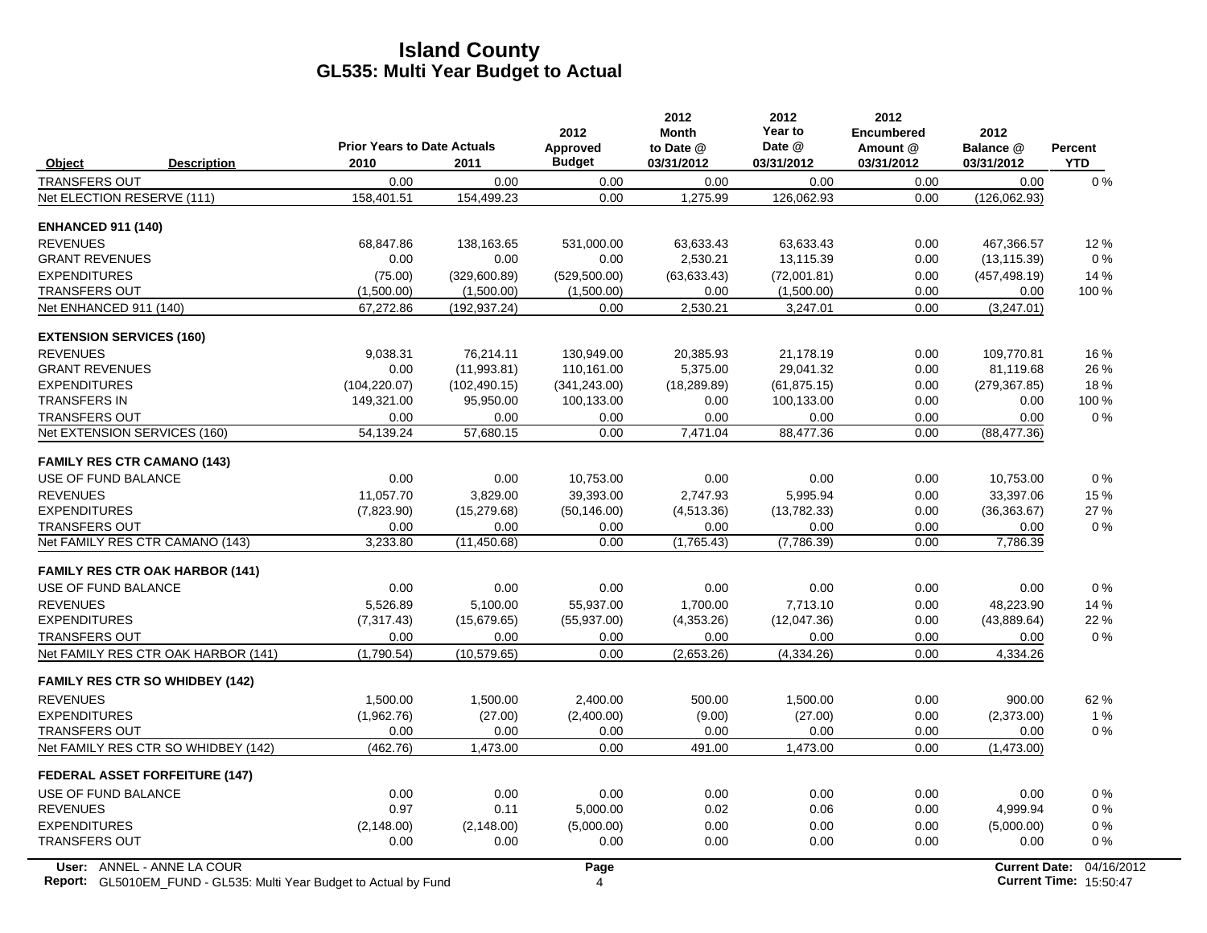# Island County
## GL535: Multi Year Budget to Actual

| Object | Description | Prior Years to Date Actuals 2010 | 2011 | 2012 Approved Budget | 2012 Month to Date @ 03/31/2012 | 2012 Year to Date @ 03/31/2012 | 2012 Encumbered Amount @ 03/31/2012 | 2012 Balance @ 03/31/2012 | Percent YTD |
|---|---|---|---|---|---|---|---|---|---|
| TRANSFERS OUT | | 0.00 | 0.00 | 0.00 | 0.00 | 0.00 | 0.00 | 0.00 | 0 % |
| Net ELECTION RESERVE (111) | | 158,401.51 | 154,499.23 | 0.00 | 1,275.99 | 126,062.93 | 0.00 | (126,062.93) | |
| **ENHANCED 911 (140)** | | | | | | | | | |
| REVENUES | | 68,847.86 | 138,163.65 | 531,000.00 | 63,633.43 | 63,633.43 | 0.00 | 467,366.57 | 12 % |
| GRANT REVENUES | | 0.00 | 0.00 | 0.00 | 2,530.21 | 13,115.39 | 0.00 | (13,115.39) | 0 % |
| EXPENDITURES | | (75.00) | (329,600.89) | (529,500.00) | (63,633.43) | (72,001.81) | 0.00 | (457,498.19) | 14 % |
| TRANSFERS OUT | | (1,500.00) | (1,500.00) | (1,500.00) | 0.00 | (1,500.00) | 0.00 | 0.00 | 100 % |
| Net ENHANCED 911 (140) | | 67,272.86 | (192,937.24) | 0.00 | 2,530.21 | 3,247.01 | 0.00 | (3,247.01) | |
| **EXTENSION SERVICES (160)** | | | | | | | | | |
| REVENUES | | 9,038.31 | 76,214.11 | 130,949.00 | 20,385.93 | 21,178.19 | 0.00 | 109,770.81 | 16 % |
| GRANT REVENUES | | 0.00 | (11,993.81) | 110,161.00 | 5,375.00 | 29,041.32 | 0.00 | 81,119.68 | 26 % |
| EXPENDITURES | | (104,220.07) | (102,490.15) | (341,243.00) | (18,289.89) | (61,875.15) | 0.00 | (279,367.85) | 18 % |
| TRANSFERS IN | | 149,321.00 | 95,950.00 | 100,133.00 | 0.00 | 100,133.00 | 0.00 | 0.00 | 100 % |
| TRANSFERS OUT | | 0.00 | 0.00 | 0.00 | 0.00 | 0.00 | 0.00 | 0.00 | 0 % |
| Net EXTENSION SERVICES (160) | | 54,139.24 | 57,680.15 | 0.00 | 7,471.04 | 88,477.36 | 0.00 | (88,477.36) | |
| **FAMILY RES CTR CAMANO (143)** | | | | | | | | | |
| USE OF FUND BALANCE | | 0.00 | 0.00 | 10,753.00 | 0.00 | 0.00 | 0.00 | 10,753.00 | 0 % |
| REVENUES | | 11,057.70 | 3,829.00 | 39,393.00 | 2,747.93 | 5,995.94 | 0.00 | 33,397.06 | 15 % |
| EXPENDITURES | | (7,823.90) | (15,279.68) | (50,146.00) | (4,513.36) | (13,782.33) | 0.00 | (36,363.67) | 27 % |
| TRANSFERS OUT | | 0.00 | 0.00 | 0.00 | 0.00 | 0.00 | 0.00 | 0.00 | 0 % |
| Net FAMILY RES CTR CAMANO (143) | | 3,233.80 | (11,450.68) | 0.00 | (1,765.43) | (7,786.39) | 0.00 | 7,786.39 | |
| **FAMILY RES CTR OAK HARBOR (141)** | | | | | | | | | |
| USE OF FUND BALANCE | | 0.00 | 0.00 | 0.00 | 0.00 | 0.00 | 0.00 | 0.00 | 0 % |
| REVENUES | | 5,526.89 | 5,100.00 | 55,937.00 | 1,700.00 | 7,713.10 | 0.00 | 48,223.90 | 14 % |
| EXPENDITURES | | (7,317.43) | (15,679.65) | (55,937.00) | (4,353.26) | (12,047.36) | 0.00 | (43,889.64) | 22 % |
| TRANSFERS OUT | | 0.00 | 0.00 | 0.00 | 0.00 | 0.00 | 0.00 | 0.00 | 0 % |
| Net FAMILY RES CTR OAK HARBOR (141) | | (1,790.54) | (10,579.65) | 0.00 | (2,653.26) | (4,334.26) | 0.00 | 4,334.26 | |
| **FAMILY RES CTR SO WHIDBEY (142)** | | | | | | | | | |
| REVENUES | | 1,500.00 | 1,500.00 | 2,400.00 | 500.00 | 1,500.00 | 0.00 | 900.00 | 62 % |
| EXPENDITURES | | (1,962.76) | (27.00) | (2,400.00) | (9.00) | (27.00) | 0.00 | (2,373.00) | 1 % |
| TRANSFERS OUT | | 0.00 | 0.00 | 0.00 | 0.00 | 0.00 | 0.00 | 0.00 | 0 % |
| Net FAMILY RES CTR SO WHIDBEY (142) | | (462.76) | 1,473.00 | 0.00 | 491.00 | 1,473.00 | 0.00 | (1,473.00) | |
| **FEDERAL ASSET FORFEITURE (147)** | | | | | | | | | |
| USE OF FUND BALANCE | | 0.00 | 0.00 | 0.00 | 0.00 | 0.00 | 0.00 | 0.00 | 0 % |
| REVENUES | | 0.97 | 0.11 | 5,000.00 | 0.02 | 0.06 | 0.00 | 4,999.94 | 0 % |
| EXPENDITURES | | (2,148.00) | (2,148.00) | (5,000.00) | 0.00 | 0.00 | 0.00 | (5,000.00) | 0 % |
| TRANSFERS OUT | | 0.00 | 0.00 | 0.00 | 0.00 | 0.00 | 0.00 | 0.00 | 0 % |

User: ANNEL - ANNE LA COUR
Report: GL5010EM_FUND - GL535: Multi Year Budget to Actual by Fund
Current Date: 04/16/2012
Current Time: 15:50:47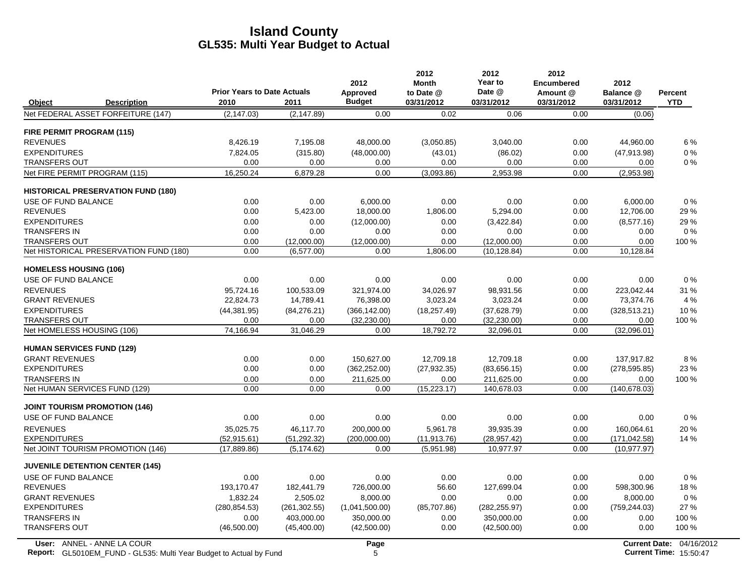# Island County
## GL535: Multi Year Budget to Actual

| Object | Description | Prior Years to Date Actuals 2010 | 2011 | 2012 Approved Budget | 2012 Month to Date @ 03/31/2012 | 2012 Year to Date @ 03/31/2012 | 2012 Encumbered Amount @ 03/31/2012 | 2012 Balance @ 03/31/2012 | Percent YTD |
|---|---|---|---|---|---|---|---|---|---|
| Net FEDERAL ASSET FORFEITURE (147) | | (2,147.03) | (2,147.89) | 0.00 | 0.02 | 0.06 | 0.00 | (0.06) | |
| **FIRE PERMIT PROGRAM (115)** | | | | | | | | | |
| REVENUES | | 8,426.19 | 7,195.08 | 48,000.00 | (3,050.85) | 3,040.00 | 0.00 | 44,960.00 | 6 % |
| EXPENDITURES | | 7,824.05 | (315.80) | (48,000.00) | (43.01) | (86.02) | 0.00 | (47,913.98) | 0 % |
| TRANSFERS OUT | | 0.00 | 0.00 | 0.00 | 0.00 | 0.00 | 0.00 | 0.00 | 0 % |
| Net FIRE PERMIT PROGRAM (115) | | 16,250.24 | 6,879.28 | 0.00 | (3,093.86) | 2,953.98 | 0.00 | (2,953.98) | |
| **HISTORICAL PRESERVATION FUND (180)** | | | | | | | | | |
| USE OF FUND BALANCE | | 0.00 | 0.00 | 6,000.00 | 0.00 | 0.00 | 0.00 | 6,000.00 | 0 % |
| REVENUES | | 0.00 | 5,423.00 | 18,000.00 | 1,806.00 | 5,294.00 | 0.00 | 12,706.00 | 29 % |
| EXPENDITURES | | 0.00 | 0.00 | (12,000.00) | 0.00 | (3,422.84) | 0.00 | (8,577.16) | 29 % |
| TRANSFERS IN | | 0.00 | 0.00 | 0.00 | 0.00 | 0.00 | 0.00 | 0.00 | 0 % |
| TRANSFERS OUT | | 0.00 | (12,000.00) | (12,000.00) | 0.00 | (12,000.00) | 0.00 | 0.00 | 100 % |
| Net HISTORICAL PRESERVATION FUND (180) | | 0.00 | (6,577.00) | 0.00 | 1,806.00 | (10,128.84) | 0.00 | 10,128.84 | |
| **HOMELESS HOUSING (106)** | | | | | | | | | |
| USE OF FUND BALANCE | | 0.00 | 0.00 | 0.00 | 0.00 | 0.00 | 0.00 | 0.00 | 0 % |
| REVENUES | | 95,724.16 | 100,533.09 | 321,974.00 | 34,026.97 | 98,931.56 | 0.00 | 223,042.44 | 31 % |
| GRANT REVENUES | | 22,824.73 | 14,789.41 | 76,398.00 | 3,023.24 | 3,023.24 | 0.00 | 73,374.76 | 4 % |
| EXPENDITURES | | (44,381.95) | (84,276.21) | (366,142.00) | (18,257.49) | (37,628.79) | 0.00 | (328,513.21) | 10 % |
| TRANSFERS OUT | | 0.00 | 0.00 | (32,230.00) | 0.00 | (32,230.00) | 0.00 | 0.00 | 100 % |
| Net HOMELESS HOUSING (106) | | 74,166.94 | 31,046.29 | 0.00 | 18,792.72 | 32,096.01 | 0.00 | (32,096.01) | |
| **HUMAN SERVICES FUND (129)** | | | | | | | | | |
| GRANT REVENUES | | 0.00 | 0.00 | 150,627.00 | 12,709.18 | 12,709.18 | 0.00 | 137,917.82 | 8 % |
| EXPENDITURES | | 0.00 | 0.00 | (362,252.00) | (27,932.35) | (83,656.15) | 0.00 | (278,595.85) | 23 % |
| TRANSFERS IN | | 0.00 | 0.00 | 211,625.00 | 0.00 | 211,625.00 | 0.00 | 0.00 | 100 % |
| Net HUMAN SERVICES FUND (129) | | 0.00 | 0.00 | 0.00 | (15,223.17) | 140,678.03 | 0.00 | (140,678.03) | |
| **JOINT TOURISM PROMOTION (146)** | | | | | | | | | |
| USE OF FUND BALANCE | | 0.00 | 0.00 | 0.00 | 0.00 | 0.00 | 0.00 | 0.00 | 0 % |
| REVENUES | | 35,025.75 | 46,117.70 | 200,000.00 | 5,961.78 | 39,935.39 | 0.00 | 160,064.61 | 20 % |
| EXPENDITURES | | (52,915.61) | (51,292.32) | (200,000.00) | (11,913.76) | (28,957.42) | 0.00 | (171,042.58) | 14 % |
| Net JOINT TOURISM PROMOTION (146) | | (17,889.86) | (5,174.62) | 0.00 | (5,951.98) | 10,977.97 | 0.00 | (10,977.97) | |
| **JUVENILE DETENTION CENTER (145)** | | | | | | | | | |
| USE OF FUND BALANCE | | 0.00 | 0.00 | 0.00 | 0.00 | 0.00 | 0.00 | 0.00 | 0 % |
| REVENUES | | 193,170.47 | 182,441.79 | 726,000.00 | 56.60 | 127,699.04 | 0.00 | 598,300.96 | 18 % |
| GRANT REVENUES | | 1,832.24 | 2,505.02 | 8,000.00 | 0.00 | 0.00 | 0.00 | 8,000.00 | 0 % |
| EXPENDITURES | | (280,854.53) | (261,302.55) | (1,041,500.00) | (85,707.86) | (282,255.97) | 0.00 | (759,244.03) | 27 % |
| TRANSFERS IN | | 0.00 | 403,000.00 | 350,000.00 | 0.00 | 350,000.00 | 0.00 | 0.00 | 100 % |
| TRANSFERS OUT | | (46,500.00) | (45,400.00) | (42,500.00) | 0.00 | (42,500.00) | 0.00 | 0.00 | 100 % |

User: ANNEL - ANNE LA COUR
Report: GL5010EM_FUND - GL535: Multi Year Budget to Actual by Fund
Current Date: 04/16/2012
Current Time: 15:50:47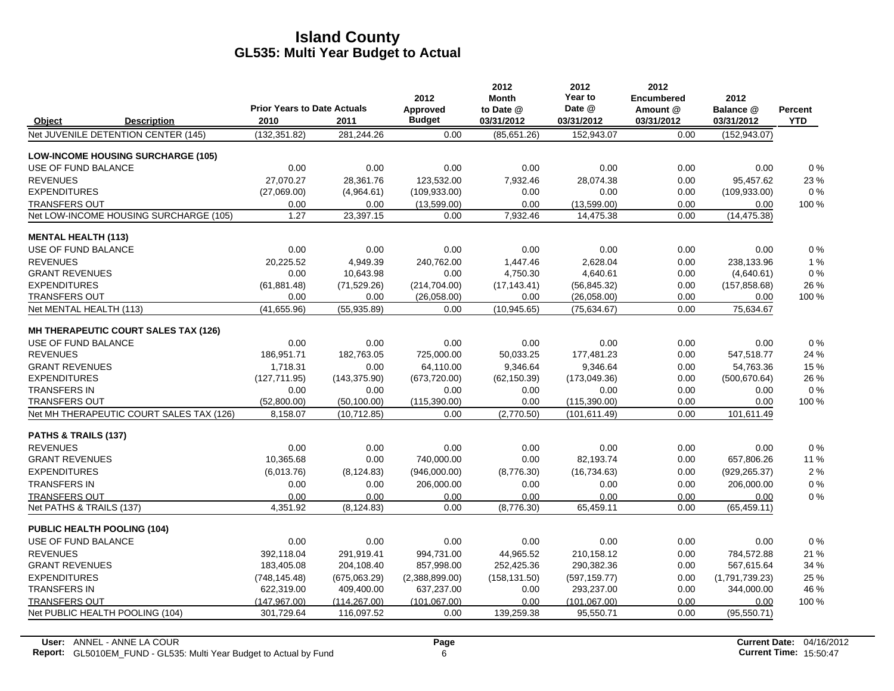# Island County
## GL535: Multi Year Budget to Actual

| Object | Description | Prior Years to Date Actuals 2010 | 2011 | 2012 Approved Budget | 2012 Month to Date @ 03/31/2012 | 2012 Year to Date @ 03/31/2012 | 2012 Encumbered Amount @ 03/31/2012 | 2012 Balance @ 03/31/2012 | Percent YTD |
|---|---|---|---|---|---|---|---|---|---|
| Net JUVENILE DETENTION CENTER (145) | | (132,351.82) | 281,244.26 | 0.00 | (85,651.26) | 152,943.07 | 0.00 | (152,943.07) | |
| **LOW-INCOME HOUSING SURCHARGE (105)** | | | | | | | | | |
| USE OF FUND BALANCE | | 0.00 | 0.00 | 0.00 | 0.00 | 0.00 | 0.00 | 0.00 | 0 % |
| REVENUES | | 27,070.27 | 28,361.76 | 123,532.00 | 7,932.46 | 28,074.38 | 0.00 | 95,457.62 | 23 % |
| EXPENDITURES | | (27,069.00) | (4,964.61) | (109,933.00) | 0.00 | 0.00 | 0.00 | (109,933.00) | 0 % |
| TRANSFERS OUT | | 0.00 | 0.00 | (13,599.00) | 0.00 | (13,599.00) | 0.00 | 0.00 | 100 % |
| Net LOW-INCOME HOUSING SURCHARGE (105) | | 1.27 | 23,397.15 | 0.00 | 7,932.46 | 14,475.38 | 0.00 | (14,475.38) | |
| **MENTAL HEALTH (113)** | | | | | | | | | |
| USE OF FUND BALANCE | | 0.00 | 0.00 | 0.00 | 0.00 | 0.00 | 0.00 | 0.00 | 0 % |
| REVENUES | | 20,225.52 | 4,949.39 | 240,762.00 | 1,447.46 | 2,628.04 | 0.00 | 238,133.96 | 1 % |
| GRANT REVENUES | | 0.00 | 10,643.98 | 0.00 | 4,750.30 | 4,640.61 | 0.00 | (4,640.61) | 0 % |
| EXPENDITURES | | (61,881.48) | (71,529.26) | (214,704.00) | (17,143.41) | (56,845.32) | 0.00 | (157,858.68) | 26 % |
| TRANSFERS OUT | | 0.00 | 0.00 | (26,058.00) | 0.00 | (26,058.00) | 0.00 | 0.00 | 100 % |
| Net MENTAL HEALTH (113) | | (41,655.96) | (55,935.89) | 0.00 | (10,945.65) | (75,634.67) | 0.00 | 75,634.67 | |
| **MH THERAPEUTIC COURT SALES TAX (126)** | | | | | | | | | |
| USE OF FUND BALANCE | | 0.00 | 0.00 | 0.00 | 0.00 | 0.00 | 0.00 | 0.00 | 0 % |
| REVENUES | | 186,951.71 | 182,763.05 | 725,000.00 | 50,033.25 | 177,481.23 | 0.00 | 547,518.77 | 24 % |
| GRANT REVENUES | | 1,718.31 | 0.00 | 64,110.00 | 9,346.64 | 9,346.64 | 0.00 | 54,763.36 | 15 % |
| EXPENDITURES | | (127,711.95) | (143,375.90) | (673,720.00) | (62,150.39) | (173,049.36) | 0.00 | (500,670.64) | 26 % |
| TRANSFERS IN | | 0.00 | 0.00 | 0.00 | 0.00 | 0.00 | 0.00 | 0.00 | 0 % |
| TRANSFERS OUT | | (52,800.00) | (50,100.00) | (115,390.00) | 0.00 | (115,390.00) | 0.00 | 0.00 | 100 % |
| Net MH THERAPEUTIC COURT SALES TAX (126) | | 8,158.07 | (10,712.85) | 0.00 | (2,770.50) | (101,611.49) | 0.00 | 101,611.49 | |
| **PATHS & TRAILS (137)** | | | | | | | | | |
| REVENUES | | 0.00 | 0.00 | 0.00 | 0.00 | 0.00 | 0.00 | 0.00 | 0 % |
| GRANT REVENUES | | 10,365.68 | 0.00 | 740,000.00 | 0.00 | 82,193.74 | 0.00 | 657,806.26 | 11 % |
| EXPENDITURES | | (6,013.76) | (8,124.83) | (946,000.00) | (8,776.30) | (16,734.63) | 0.00 | (929,265.37) | 2 % |
| TRANSFERS IN | | 0.00 | 0.00 | 206,000.00 | 0.00 | 0.00 | 0.00 | 206,000.00 | 0 % |
| TRANSFERS OUT | | 0.00 | 0.00 | 0.00 | 0.00 | 0.00 | 0.00 | 0.00 | 0 % |
| Net PATHS & TRAILS (137) | | 4,351.92 | (8,124.83) | 0.00 | (8,776.30) | 65,459.11 | 0.00 | (65,459.11) | |
| **PUBLIC HEALTH POOLING (104)** | | | | | | | | | |
| USE OF FUND BALANCE | | 0.00 | 0.00 | 0.00 | 0.00 | 0.00 | 0.00 | 0.00 | 0 % |
| REVENUES | | 392,118.04 | 291,919.41 | 994,731.00 | 44,965.52 | 210,158.12 | 0.00 | 784,572.88 | 21 % |
| GRANT REVENUES | | 183,405.08 | 204,108.40 | 857,998.00 | 252,425.36 | 290,382.36 | 0.00 | 567,615.64 | 34 % |
| EXPENDITURES | | (748,145.48) | (675,063.29) | (2,388,899.00) | (158,131.50) | (597,159.77) | 0.00 | (1,791,739.23) | 25 % |
| TRANSFERS IN | | 622,319.00 | 409,400.00 | 637,237.00 | 0.00 | 293,237.00 | 0.00 | 344,000.00 | 46 % |
| TRANSFERS OUT | | (147,967.00) | (114,267.00) | (101,067.00) | 0.00 | (101,067.00) | 0.00 | 0.00 | 100 % |
| Net PUBLIC HEALTH POOLING (104) | | 301,729.64 | 116,097.52 | 0.00 | 139,259.38 | 95,550.71 | 0.00 | (95,550.71) | |

**User:** ANNEL - ANNE LA COUR
**Report:** GL5010EM_FUND - GL535: Multi Year Budget to Actual by Fund

**Current Date:** 04/16/2012
**Current Time:** 15:50:47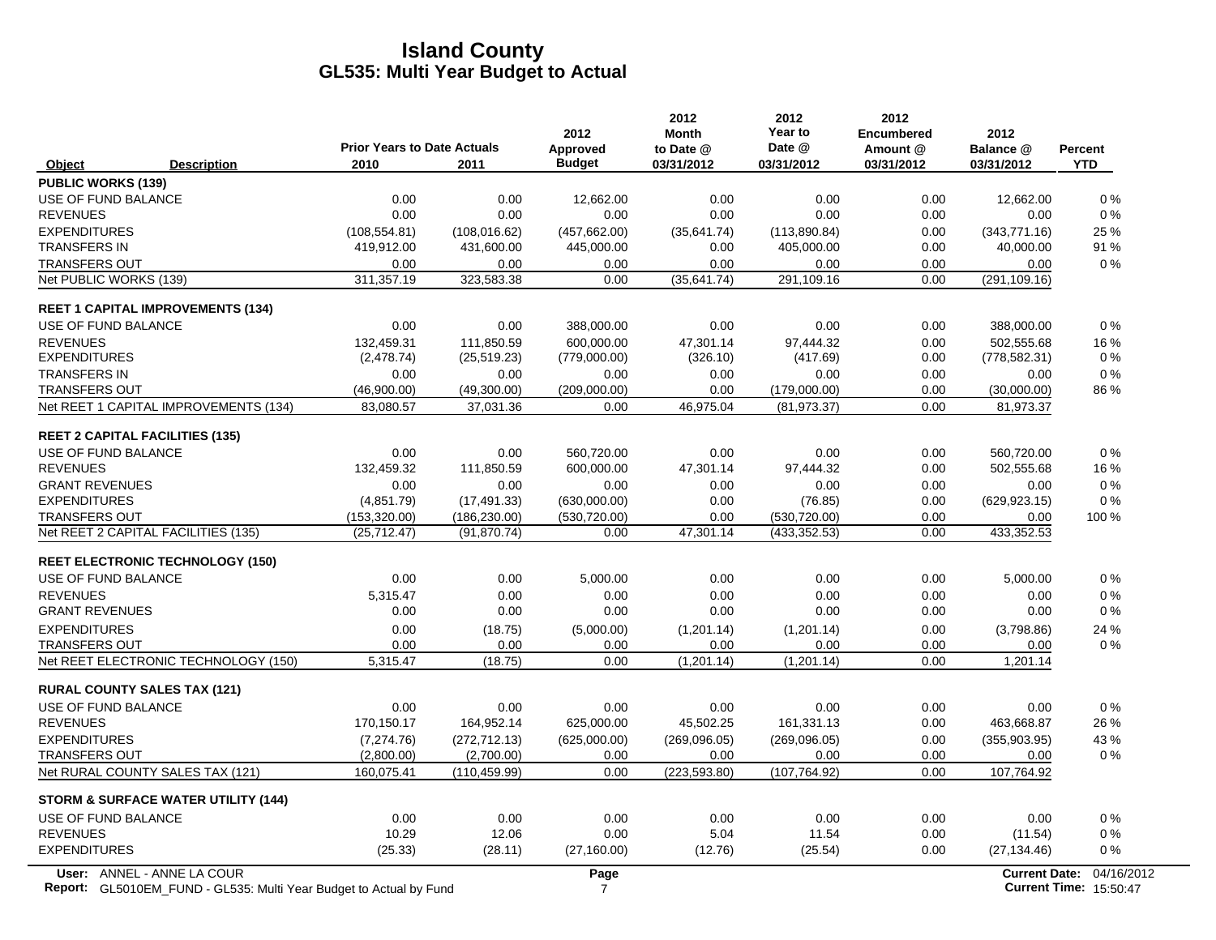# Island County
## GL535: Multi Year Budget to Actual

| Object | Description | Prior Years to Date Actuals 2010 | Prior Years to Date Actuals 2011 | 2012 Approved Budget | 2012 Month to Date @ 03/31/2012 | 2012 Year to Date @ 03/31/2012 | 2012 Encumbered Amount @ 03/31/2012 | 2012 Balance @ 03/31/2012 | Percent YTD |
|---|---|---|---|---|---|---|---|---|---|
| **PUBLIC WORKS (139)** | | | | | | | | | |
| USE OF FUND BALANCE | | 0.00 | 0.00 | 12,662.00 | 0.00 | 0.00 | 0.00 | 12,662.00 | 0 % |
| REVENUES | | 0.00 | 0.00 | 0.00 | 0.00 | 0.00 | 0.00 | 0.00 | 0 % |
| EXPENDITURES | | (108,554.81) | (108,016.62) | (457,662.00) | (35,641.74) | (113,890.84) | 0.00 | (343,771.16) | 25 % |
| TRANSFERS IN | | 419,912.00 | 431,600.00 | 445,000.00 | 0.00 | 405,000.00 | 0.00 | 40,000.00 | 91 % |
| TRANSFERS OUT | | 0.00 | 0.00 | 0.00 | 0.00 | 0.00 | 0.00 | 0.00 | 0 % |
| Net PUBLIC WORKS (139) | | 311,357.19 | 323,583.38 | 0.00 | (35,641.74) | 291,109.16 | 0.00 | (291,109.16) | |
| **REET 1 CAPITAL IMPROVEMENTS (134)** | | | | | | | | | |
| USE OF FUND BALANCE | | 0.00 | 0.00 | 388,000.00 | 0.00 | 0.00 | 0.00 | 388,000.00 | 0 % |
| REVENUES | | 132,459.31 | 111,850.59 | 600,000.00 | 47,301.14 | 97,444.32 | 0.00 | 502,555.68 | 16 % |
| EXPENDITURES | | (2,478.74) | (25,519.23) | (779,000.00) | (326.10) | (417.69) | 0.00 | (778,582.31) | 0 % |
| TRANSFERS IN | | 0.00 | 0.00 | 0.00 | 0.00 | 0.00 | 0.00 | 0.00 | 0 % |
| TRANSFERS OUT | | (46,900.00) | (49,300.00) | (209,000.00) | 0.00 | (179,000.00) | 0.00 | (30,000.00) | 86 % |
| Net REET 1 CAPITAL IMPROVEMENTS (134) | | 83,080.57 | 37,031.36 | 0.00 | 46,975.04 | (81,973.37) | 0.00 | 81,973.37 | |
| **REET 2 CAPITAL FACILITIES (135)** | | | | | | | | | |
| USE OF FUND BALANCE | | 0.00 | 0.00 | 560,720.00 | 0.00 | 0.00 | 0.00 | 560,720.00 | 0 % |
| REVENUES | | 132,459.32 | 111,850.59 | 600,000.00 | 47,301.14 | 97,444.32 | 0.00 | 502,555.68 | 16 % |
| GRANT REVENUES | | 0.00 | 0.00 | 0.00 | 0.00 | 0.00 | 0.00 | 0.00 | 0 % |
| EXPENDITURES | | (4,851.79) | (17,491.33) | (630,000.00) | 0.00 | (76.85) | 0.00 | (629,923.15) | 0 % |
| TRANSFERS OUT | | (153,320.00) | (186,230.00) | (530,720.00) | 0.00 | (530,720.00) | 0.00 | 0.00 | 100 % |
| Net REET 2 CAPITAL FACILITIES (135) | | (25,712.47) | (91,870.74) | 0.00 | 47,301.14 | (433,352.53) | 0.00 | 433,352.53 | |
| **REET ELECTRONIC TECHNOLOGY (150)** | | | | | | | | | |
| USE OF FUND BALANCE | | 0.00 | 0.00 | 5,000.00 | 0.00 | 0.00 | 0.00 | 5,000.00 | 0 % |
| REVENUES | | 5,315.47 | 0.00 | 0.00 | 0.00 | 0.00 | 0.00 | 0.00 | 0 % |
| GRANT REVENUES | | 0.00 | 0.00 | 0.00 | 0.00 | 0.00 | 0.00 | 0.00 | 0 % |
| EXPENDITURES | | 0.00 | (18.75) | (5,000.00) | (1,201.14) | (1,201.14) | 0.00 | (3,798.86) | 24 % |
| TRANSFERS OUT | | 0.00 | 0.00 | 0.00 | 0.00 | 0.00 | 0.00 | 0.00 | 0 % |
| Net REET ELECTRONIC TECHNOLOGY (150) | | 5,315.47 | (18.75) | 0.00 | (1,201.14) | (1,201.14) | 0.00 | 1,201.14 | |
| **RURAL COUNTY SALES TAX (121)** | | | | | | | | | |
| USE OF FUND BALANCE | | 0.00 | 0.00 | 0.00 | 0.00 | 0.00 | 0.00 | 0.00 | 0 % |
| REVENUES | | 170,150.17 | 164,952.14 | 625,000.00 | 45,502.25 | 161,331.13 | 0.00 | 463,668.87 | 26 % |
| EXPENDITURES | | (7,274.76) | (272,712.13) | (625,000.00) | (269,096.05) | (269,096.05) | 0.00 | (355,903.95) | 43 % |
| TRANSFERS OUT | | (2,800.00) | (2,700.00) | 0.00 | 0.00 | 0.00 | 0.00 | 0.00 | 0 % |
| Net RURAL COUNTY SALES TAX (121) | | 160,075.41 | (110,459.99) | 0.00 | (223,593.80) | (107,764.92) | 0.00 | 107,764.92 | |
| **STORM & SURFACE WATER UTILITY (144)** | | | | | | | | | |
| USE OF FUND BALANCE | | 0.00 | 0.00 | 0.00 | 0.00 | 0.00 | 0.00 | 0.00 | 0 % |
| REVENUES | | 10.29 | 12.06 | 0.00 | 5.04 | 11.54 | 0.00 | (11.54) | 0 % |
| EXPENDITURES | | (25.33) | (28.11) | (27,160.00) | (12.76) | (25.54) | 0.00 | (27,134.46) | 0 % |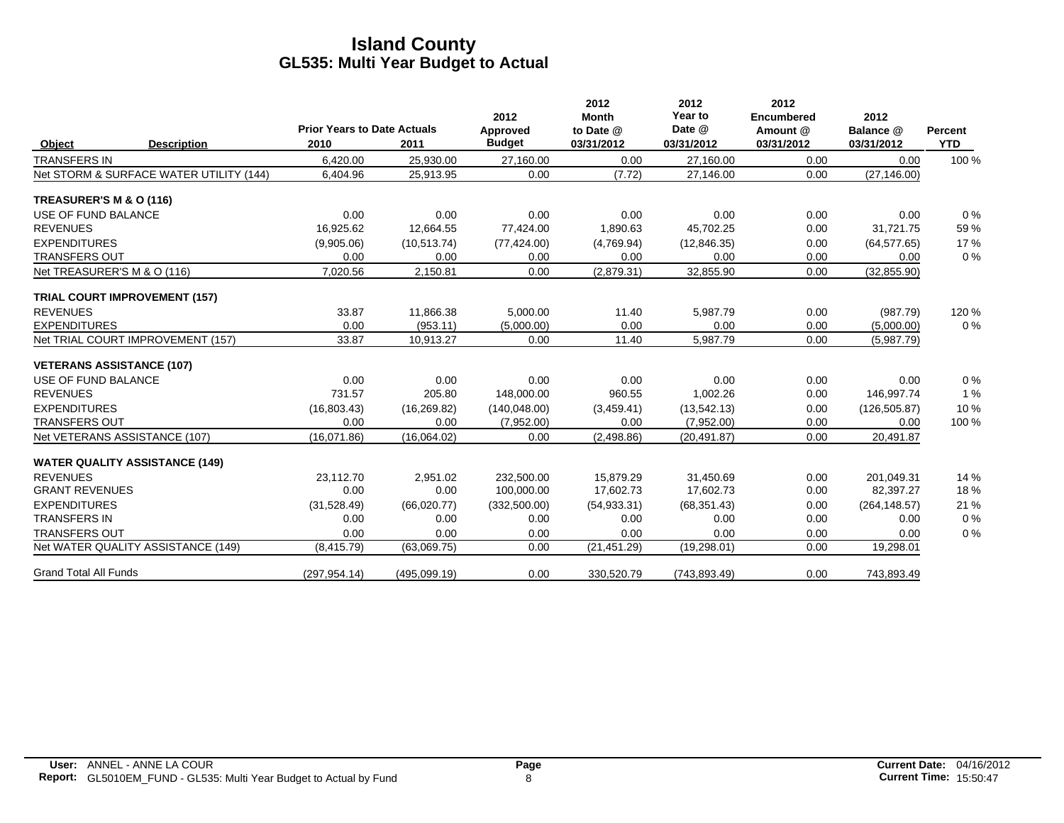# Island County
## GL535: Multi Year Budget to Actual

| Object | Description | Prior Years to Date Actuals 2010 | 2011 | 2012 Approved Budget | 2012 Month to Date @ 03/31/2012 | 2012 Year to Date @ 03/31/2012 | 2012 Encumbered Amount @ 03/31/2012 | 2012 Balance @ 03/31/2012 | Percent YTD |
|---|---|---|---|---|---|---|---|---|---|
| TRANSFERS IN | | 6,420.00 | 25,930.00 | 27,160.00 | 0.00 | 27,160.00 | 0.00 | 0.00 | 100 % |
| Net STORM & SURFACE WATER UTILITY (144) | | 6,404.96 | 25,913.95 | 0.00 | (7.72) | 27,146.00 | 0.00 | (27,146.00) | |
| **TREASURER'S M & O (116)** | | | | | | | | | |
| USE OF FUND BALANCE | | 0.00 | 0.00 | 0.00 | 0.00 | 0.00 | 0.00 | 0.00 | 0 % |
| REVENUES | | 16,925.62 | 12,664.55 | 77,424.00 | 1,890.63 | 45,702.25 | 0.00 | 31,721.75 | 59 % |
| EXPENDITURES | | (9,905.06) | (10,513.74) | (77,424.00) | (4,769.94) | (12,846.35) | 0.00 | (64,577.65) | 17 % |
| TRANSFERS OUT | | 0.00 | 0.00 | 0.00 | 0.00 | 0.00 | 0.00 | 0.00 | 0 % |
| Net TREASURER'S M & O (116) | | 7,020.56 | 2,150.81 | 0.00 | (2,879.31) | 32,855.90 | 0.00 | (32,855.90) | |
| **TRIAL COURT IMPROVEMENT (157)** | | | | | | | | | |
| REVENUES | | 33.87 | 11,866.38 | 5,000.00 | 11.40 | 5,987.79 | 0.00 | (987.79) | 120 % |
| EXPENDITURES | | 0.00 | (953.11) | (5,000.00) | 0.00 | 0.00 | 0.00 | (5,000.00) | 0 % |
| Net TRIAL COURT IMPROVEMENT (157) | | 33.87 | 10,913.27 | 0.00 | 11.40 | 5,987.79 | 0.00 | (5,987.79) | |
| **VETERANS ASSISTANCE (107)** | | | | | | | | | |
| USE OF FUND BALANCE | | 0.00 | 0.00 | 0.00 | 0.00 | 0.00 | 0.00 | 0.00 | 0 % |
| REVENUES | | 731.57 | 205.80 | 148,000.00 | 960.55 | 1,002.26 | 0.00 | 146,997.74 | 1 % |
| EXPENDITURES | | (16,803.43) | (16,269.82) | (140,048.00) | (3,459.41) | (13,542.13) | 0.00 | (126,505.87) | 10 % |
| TRANSFERS OUT | | 0.00 | 0.00 | (7,952.00) | 0.00 | (7,952.00) | 0.00 | 0.00 | 100 % |
| Net VETERANS ASSISTANCE (107) | | (16,071.86) | (16,064.02) | 0.00 | (2,498.86) | (20,491.87) | 0.00 | 20,491.87 | |
| **WATER QUALITY ASSISTANCE (149)** | | | | | | | | | |
| REVENUES | | 23,112.70 | 2,951.02 | 232,500.00 | 15,879.29 | 31,450.69 | 0.00 | 201,049.31 | 14 % |
| GRANT REVENUES | | 0.00 | 0.00 | 100,000.00 | 17,602.73 | 17,602.73 | 0.00 | 82,397.27 | 18 % |
| EXPENDITURES | | (31,528.49) | (66,020.77) | (332,500.00) | (54,933.31) | (68,351.43) | 0.00 | (264,148.57) | 21 % |
| TRANSFERS IN | | 0.00 | 0.00 | 0.00 | 0.00 | 0.00 | 0.00 | 0.00 | 0 % |
| TRANSFERS OUT | | 0.00 | 0.00 | 0.00 | 0.00 | 0.00 | 0.00 | 0.00 | 0 % |
| Net WATER QUALITY ASSISTANCE (149) | | (8,415.79) | (63,069.75) | 0.00 | (21,451.29) | (19,298.01) | 0.00 | 19,298.01 | |
| Grand Total All Funds | | (297,954.14) | (495,099.19) | 0.00 | 330,520.79 | (743,893.49) | 0.00 | 743,893.49 | |

**User:** ANNEL - ANNE LA COUR
**Report:** GL5010EM_FUND - GL535: Multi Year Budget to Actual by Fund

**Current Date:** 04/16/2012
**Current Time:** 15:50:47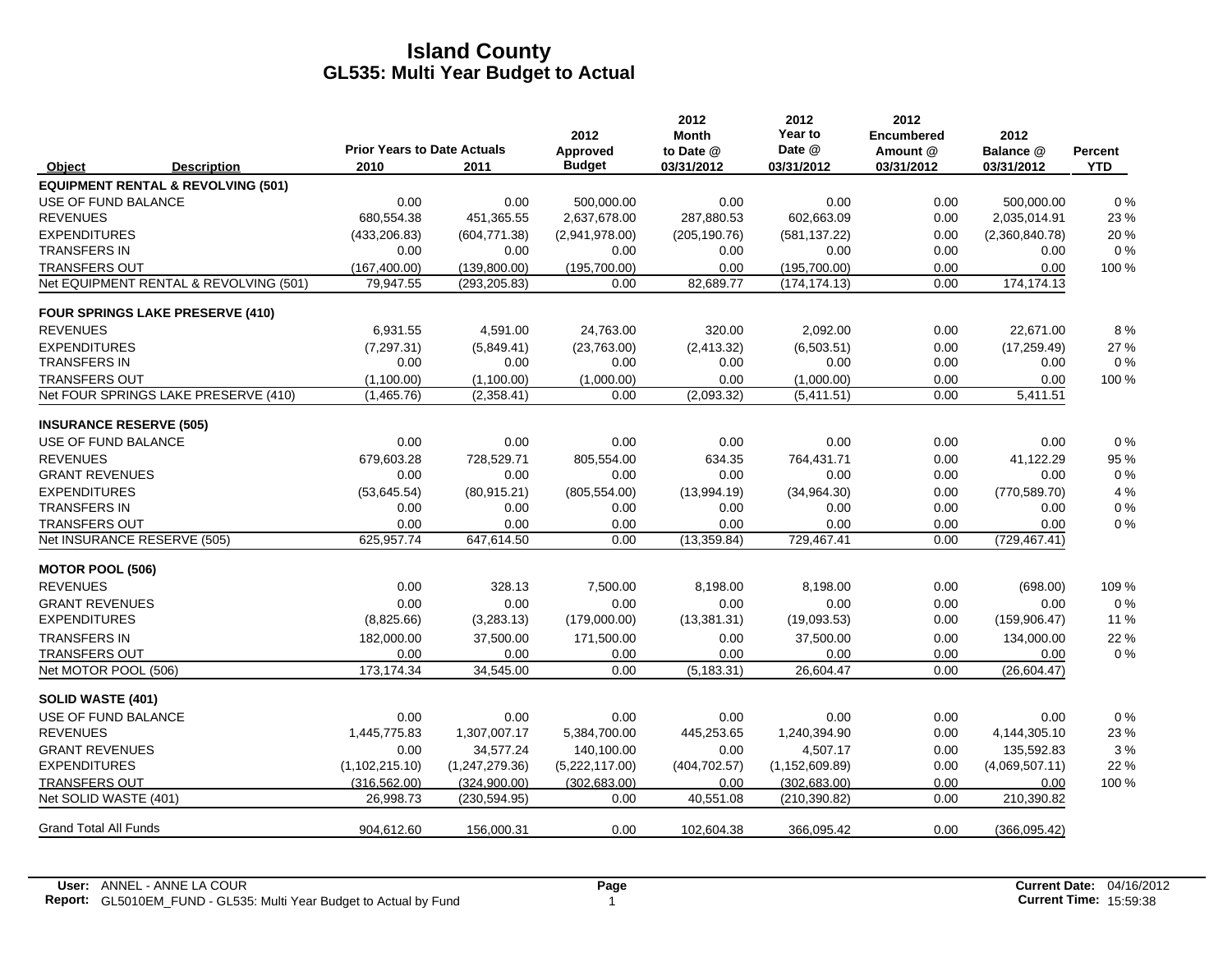# Island County
## GL535: Multi Year Budget to Actual

| Object | Description | Prior Years to Date Actuals 2010 | 2011 | 2012 Approved Budget | 2012 Month to Date @ 03/31/2012 | 2012 Year to Date @ 03/31/2012 | 2012 Encumbered Amount @ 03/31/2012 | 2012 Balance @ 03/31/2012 | Percent YTD |
|---|---|---|---|---|---|---|---|---|---|
| **EQUIPMENT RENTAL & REVOLVING (501)** | | | | | | | | | |
| USE OF FUND BALANCE | | 0.00 | 0.00 | 500,000.00 | 0.00 | 0.00 | 0.00 | 500,000.00 | 0 % |
| REVENUES | | 680,554.38 | 451,365.55 | 2,637,678.00 | 287,880.53 | 602,663.09 | 0.00 | 2,035,014.91 | 23 % |
| EXPENDITURES | | (433,206.83) | (604,771.38) | (2,941,978.00) | (205,190.76) | (581,137.22) | 0.00 | (2,360,840.78) | 20 % |
| TRANSFERS IN | | 0.00 | 0.00 | 0.00 | 0.00 | 0.00 | 0.00 | 0.00 | 0 % |
| TRANSFERS OUT | | (167,400.00) | (139,800.00) | (195,700.00) | 0.00 | (195,700.00) | 0.00 | 0.00 | 100 % |
| Net EQUIPMENT RENTAL & REVOLVING (501) | | 79,947.55 | (293,205.83) | 0.00 | 82,689.77 | (174,174.13) | 0.00 | 174,174.13 | |
| **FOUR SPRINGS LAKE PRESERVE (410)** | | | | | | | | | |
| REVENUES | | 6,931.55 | 4,591.00 | 24,763.00 | 320.00 | 2,092.00 | 0.00 | 22,671.00 | 8 % |
| EXPENDITURES | | (7,297.31) | (5,849.41) | (23,763.00) | (2,413.32) | (6,503.51) | 0.00 | (17,259.49) | 27 % |
| TRANSFERS IN | | 0.00 | 0.00 | 0.00 | 0.00 | 0.00 | 0.00 | 0.00 | 0 % |
| TRANSFERS OUT | | (1,100.00) | (1,100.00) | (1,000.00) | 0.00 | (1,000.00) | 0.00 | 0.00 | 100 % |
| Net FOUR SPRINGS LAKE PRESERVE (410) | | (1,465.76) | (2,358.41) | 0.00 | (2,093.32) | (5,411.51) | 0.00 | 5,411.51 | |
| **INSURANCE RESERVE (505)** | | | | | | | | | |
| USE OF FUND BALANCE | | 0.00 | 0.00 | 0.00 | 0.00 | 0.00 | 0.00 | 0.00 | 0 % |
| REVENUES | | 679,603.28 | 728,529.71 | 805,554.00 | 634.35 | 764,431.71 | 0.00 | 41,122.29 | 95 % |
| GRANT REVENUES | | 0.00 | 0.00 | 0.00 | 0.00 | 0.00 | 0.00 | 0.00 | 0 % |
| EXPENDITURES | | (53,645.54) | (80,915.21) | (805,554.00) | (13,994.19) | (34,964.30) | 0.00 | (770,589.70) | 4 % |
| TRANSFERS IN | | 0.00 | 0.00 | 0.00 | 0.00 | 0.00 | 0.00 | 0.00 | 0 % |
| TRANSFERS OUT | | 0.00 | 0.00 | 0.00 | 0.00 | 0.00 | 0.00 | 0.00 | 0 % |
| Net INSURANCE RESERVE (505) | | 625,957.74 | 647,614.50 | 0.00 | (13,359.84) | 729,467.41 | 0.00 | (729,467.41) | |
| **MOTOR POOL (506)** | | | | | | | | | |
| REVENUES | | 0.00 | 328.13 | 7,500.00 | 8,198.00 | 8,198.00 | 0.00 | (698.00) | 109 % |
| GRANT REVENUES | | 0.00 | 0.00 | 0.00 | 0.00 | 0.00 | 0.00 | 0.00 | 0 % |
| EXPENDITURES | | (8,825.66) | (3,283.13) | (179,000.00) | (13,381.31) | (19,093.53) | 0.00 | (159,906.47) | 11 % |
| TRANSFERS IN | | 182,000.00 | 37,500.00 | 171,500.00 | 0.00 | 37,500.00 | 0.00 | 134,000.00 | 22 % |
| TRANSFERS OUT | | 0.00 | 0.00 | 0.00 | 0.00 | 0.00 | 0.00 | 0.00 | 0 % |
| Net MOTOR POOL (506) | | 173,174.34 | 34,545.00 | 0.00 | (5,183.31) | 26,604.47 | 0.00 | (26,604.47) | |
| **SOLID WASTE (401)** | | | | | | | | | |
| USE OF FUND BALANCE | | 0.00 | 0.00 | 0.00 | 0.00 | 0.00 | 0.00 | 0.00 | 0 % |
| REVENUES | | 1,445,775.83 | 1,307,007.17 | 5,384,700.00 | 445,253.65 | 1,240,394.90 | 0.00 | 4,144,305.10 | 23 % |
| GRANT REVENUES | | 0.00 | 34,577.24 | 140,100.00 | 0.00 | 4,507.17 | 0.00 | 135,592.83 | 3 % |
| EXPENDITURES | | (1,102,215.10) | (1,247,279.36) | (5,222,117.00) | (404,702.57) | (1,152,609.89) | 0.00 | (4,069,507.11) | 22 % |
| TRANSFERS OUT | | (316,562.00) | (324,900.00) | (302,683.00) | 0.00 | (302,683.00) | 0.00 | 0.00 | 100 % |
| Net SOLID WASTE (401) | | 26,998.73 | (230,594.95) | 0.00 | 40,551.08 | (210,390.82) | 0.00 | 210,390.82 | |
| Grand Total All Funds | | 904,612.60 | 156,000.31 | 0.00 | 102,604.38 | 366,095.42 | 0.00 | (366,095.42) | |

**User:** ANNEL - ANNE LA COUR
**Report:** GL5010EM_FUND - GL535: Multi Year Budget to Actual by Fund
**Page** 1
**Current Date:** 04/16/2012
**Current Time:** 15:59:38